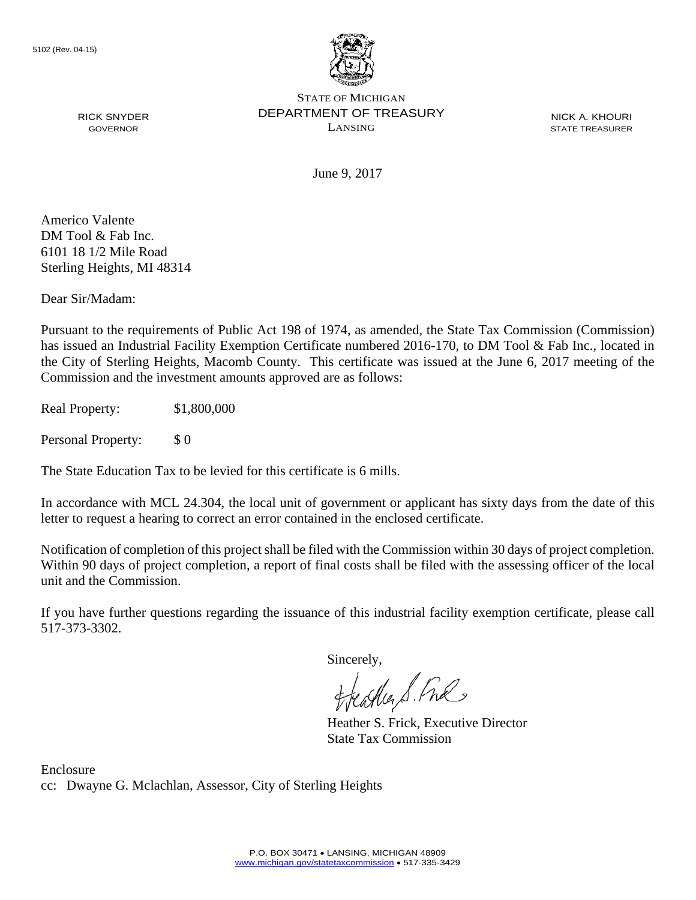5102 (Rev. 04-15)

STATE OF MICHIGAN
DEPARTMENT OF TREASURY
LANSING

RICK SNYDER
GOVERNOR

NICK A. KHOURI
STATE TREASURER

June 9, 2017

Americo Valente
DM Tool & Fab Inc.
6101 18 1/2 Mile Road
Sterling Heights, MI 48314

Dear Sir/Madam:

Pursuant to the requirements of Public Act 198 of 1974, as amended, the State Tax Commission (Commission) has issued an Industrial Facility Exemption Certificate numbered 2016-170, to DM Tool & Fab Inc., located in the City of Sterling Heights, Macomb County. This certificate was issued at the June 6, 2017 meeting of the Commission and the investment amounts approved are as follows:

Real Property: $1,800,000

Personal Property: $ 0

The State Education Tax to be levied for this certificate is 6 mills.

In accordance with MCL 24.304, the local unit of government or applicant has sixty days from the date of this letter to request a hearing to correct an error contained in the enclosed certificate.

Notification of completion of this project shall be filed with the Commission within 30 days of project completion. Within 90 days of project completion, a report of final costs shall be filed with the assessing officer of the local unit and the Commission.

If you have further questions regarding the issuance of this industrial facility exemption certificate, please call 517-373-3302.

Sincerely,

Heather S. Frick, Executive Director
State Tax Commission

Enclosure
cc: Dwayne G. Mclachlan, Assessor, City of Sterling Heights

P.O. BOX 30471 • LANSING, MICHIGAN 48909
www.michigan.gov/statetaxcommission • 517-335-3429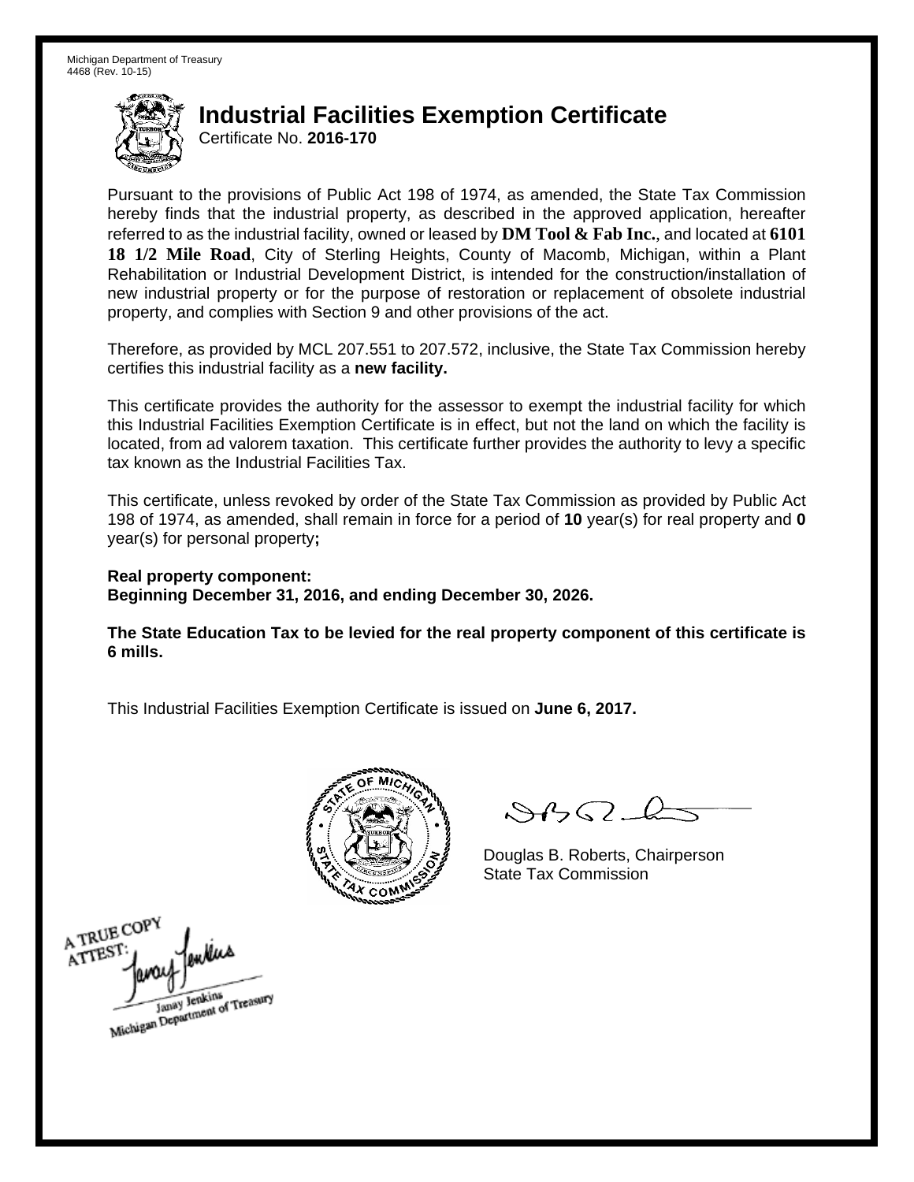Michigan Department of Treasury
4468 (Rev. 10-15)

# Industrial Facilities Exemption Certificate

Certificate No. **2016-170**

Pursuant to the provisions of Public Act 198 of 1974, as amended, the State Tax Commission hereby finds that the industrial property, as described in the approved application, hereafter referred to as the industrial facility, owned or leased by **DM Tool & Fab Inc.**, and located at **6101 18 1/2 Mile Road**, City of Sterling Heights, County of Macomb, Michigan, within a Plant Rehabilitation or Industrial Development District, is intended for the construction/installation of new industrial property or for the purpose of restoration or replacement of obsolete industrial property, and complies with Section 9 and other provisions of the act.

Therefore, as provided by MCL 207.551 to 207.572, inclusive, the State Tax Commission hereby certifies this industrial facility as a **new facility.**

This certificate provides the authority for the assessor to exempt the industrial facility for which this Industrial Facilities Exemption Certificate is in effect, but not the land on which the facility is located, from ad valorem taxation. This certificate further provides the authority to levy a specific tax known as the Industrial Facilities Tax.

This certificate, unless revoked by order of the State Tax Commission as provided by Public Act 198 of 1974, as amended, shall remain in force for a period of **10** year(s) for real property and **0** year(s) for personal property**;**

**Real property component:**
**Beginning December 31, 2016, and ending December 30, 2026.**

**The State Education Tax to be levied for the real property component of this certificate is 6 mills.**

This Industrial Facilities Exemption Certificate is issued on **June 6, 2017.**

Douglas B. Roberts, Chairperson
State Tax Commission

A TRUE COPY
ATTEST:
Janay Jenkins
Michigan Department of Treasury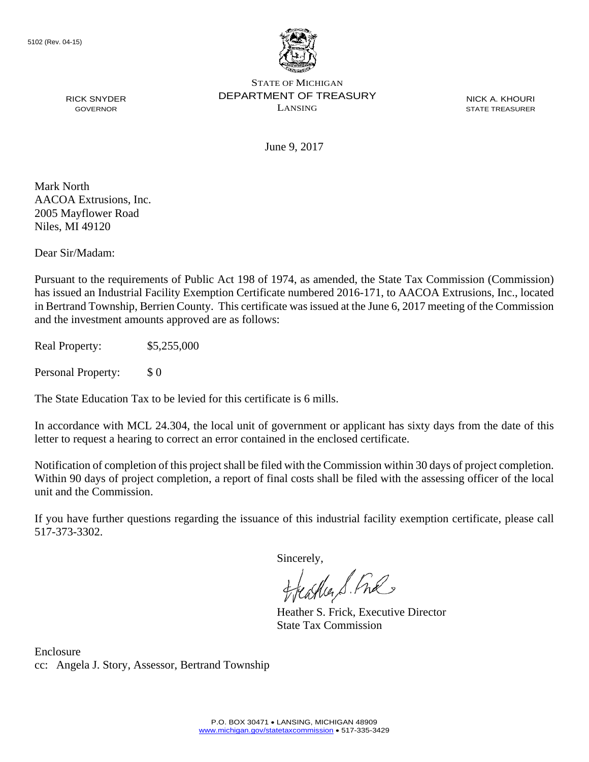5102 (Rev. 04-15)

RICK SNYDER
GOVERNOR

STATE OF MICHIGAN
DEPARTMENT OF TREASURY
LANSING

NICK A. KHOURI
STATE TREASURER

June 9, 2017

Mark North
AACOA Extrusions, Inc.
2005 Mayflower Road
Niles, MI 49120

Dear Sir/Madam:

Pursuant to the requirements of Public Act 198 of 1974, as amended, the State Tax Commission (Commission) has issued an Industrial Facility Exemption Certificate numbered 2016-171, to AACOA Extrusions, Inc., located in Bertrand Township, Berrien County. This certificate was issued at the June 6, 2017 meeting of the Commission and the investment amounts approved are as follows:

Real Property: $5,255,000

Personal Property: $ 0

The State Education Tax to be levied for this certificate is 6 mills.

In accordance with MCL 24.304, the local unit of government or applicant has sixty days from the date of this letter to request a hearing to correct an error contained in the enclosed certificate.

Notification of completion of this project shall be filed with the Commission within 30 days of project completion. Within 90 days of project completion, a report of final costs shall be filed with the assessing officer of the local unit and the Commission.

If you have further questions regarding the issuance of this industrial facility exemption certificate, please call 517-373-3302.

Sincerely,

Heather S. Frick, Executive Director
State Tax Commission

Enclosure
cc: Angela J. Story, Assessor, Bertrand Township

P.O. BOX 30471 • LANSING, MICHIGAN 48909
www.michigan.gov/statetaxcommission • 517-335-3429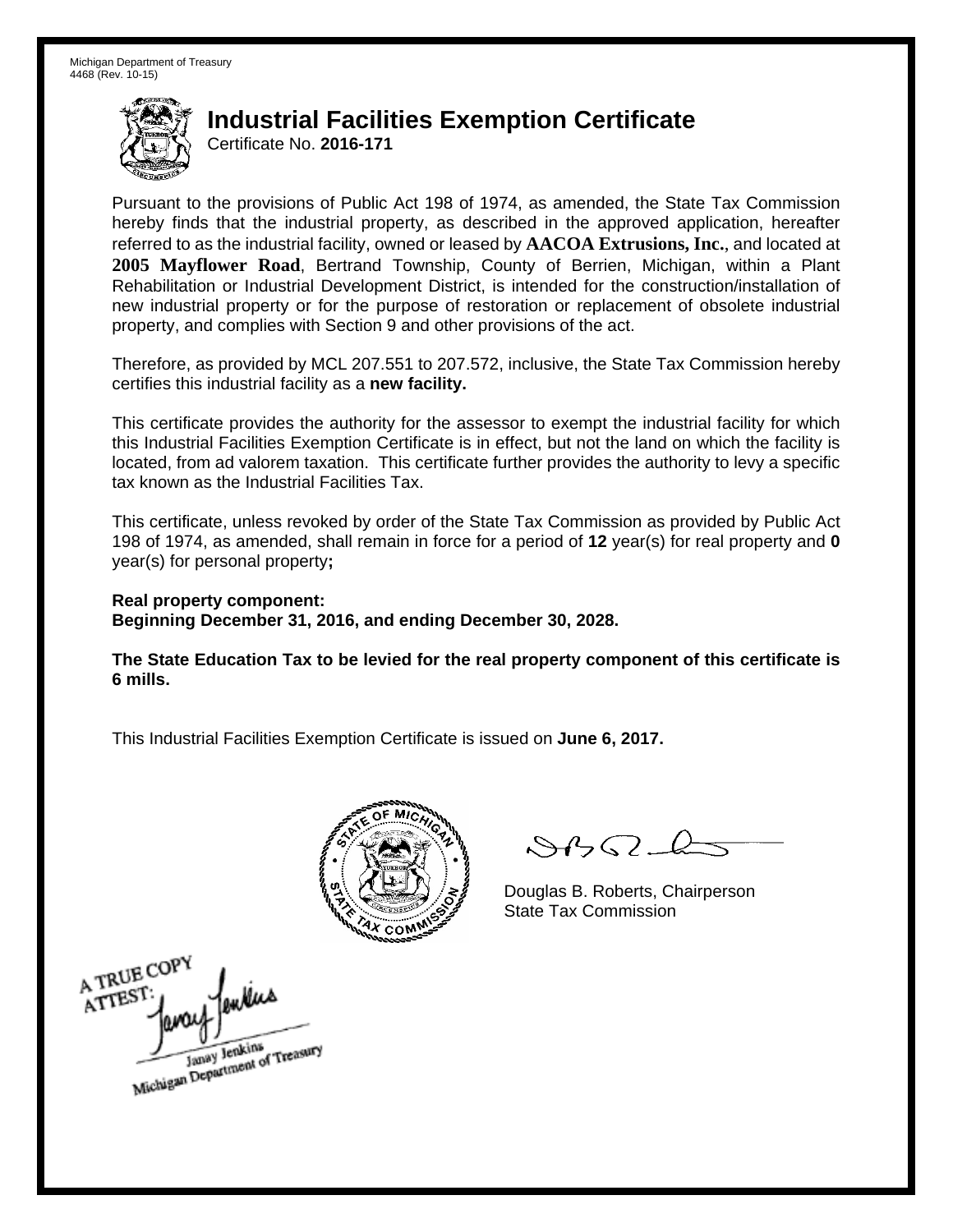Michigan Department of Treasury
4468 (Rev. 10-15)

# Industrial Facilities Exemption Certificate

Certificate No. **2016-171**

Pursuant to the provisions of Public Act 198 of 1974, as amended, the State Tax Commission hereby finds that the industrial property, as described in the approved application, hereafter referred to as the industrial facility, owned or leased by **AACOA Extrusions, Inc.**, and located at **2005 Mayflower Road**, Bertrand Township, County of Berrien, Michigan, within a Plant Rehabilitation or Industrial Development District, is intended for the construction/installation of new industrial property or for the purpose of restoration or replacement of obsolete industrial property, and complies with Section 9 and other provisions of the act.

Therefore, as provided by MCL 207.551 to 207.572, inclusive, the State Tax Commission hereby certifies this industrial facility as a **new facility.**

This certificate provides the authority for the assessor to exempt the industrial facility for which this Industrial Facilities Exemption Certificate is in effect, but not the land on which the facility is located, from ad valorem taxation. This certificate further provides the authority to levy a specific tax known as the Industrial Facilities Tax.

This certificate, unless revoked by order of the State Tax Commission as provided by Public Act 198 of 1974, as amended, shall remain in force for a period of **12** year(s) for real property and **0** year(s) for personal property**;**

**Real property component:**
**Beginning December 31, 2016, and ending December 30, 2028.**

**The State Education Tax to be levied for the real property component of this certificate is 6 mills.**

This Industrial Facilities Exemption Certificate is issued on **June 6, 2017.**

Douglas B. Roberts, Chairperson
State Tax Commission

A TRUE COPY
ATTEST:
Janay Jenkins
Michigan Department of Treasury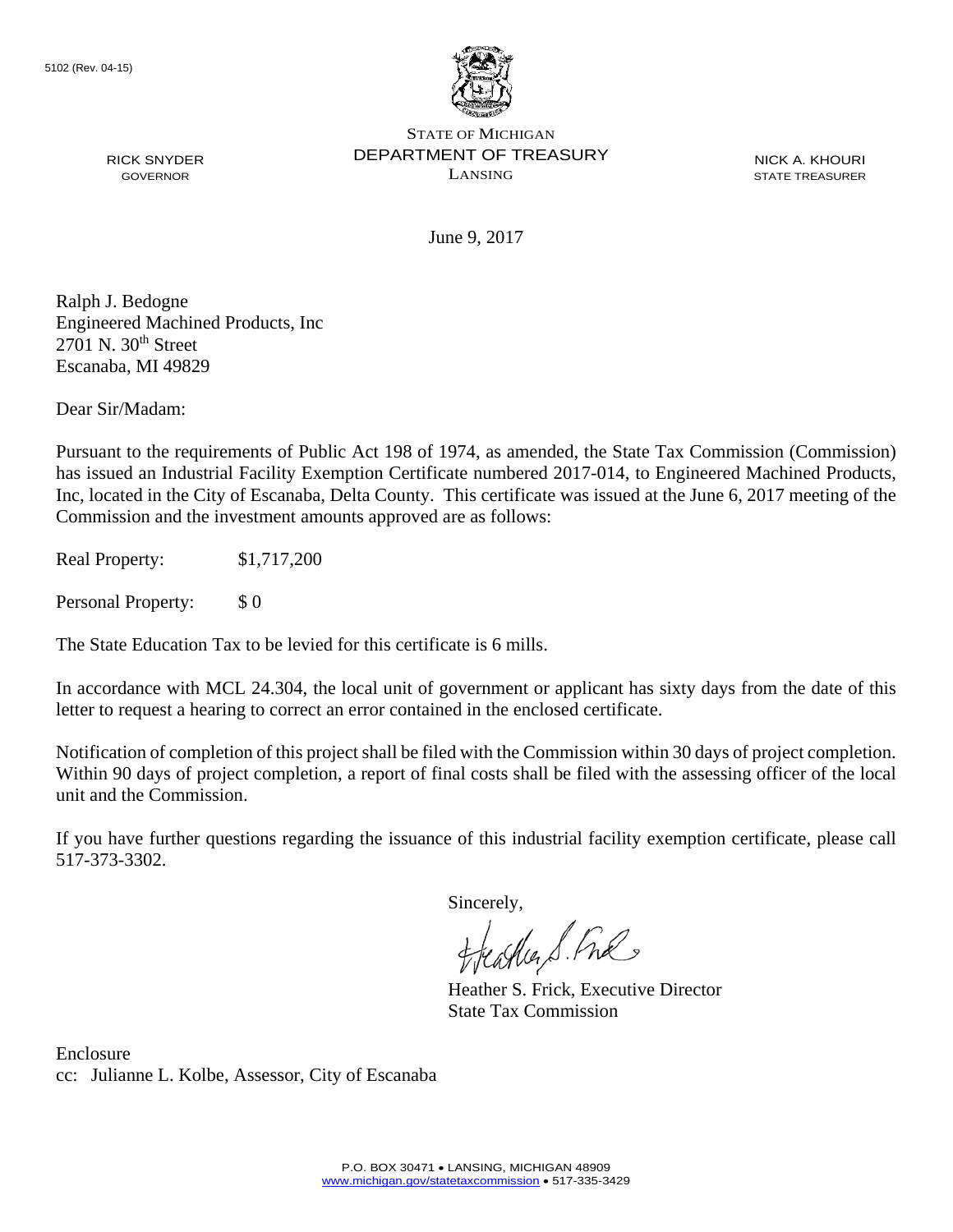5102 (Rev. 04-15)

STATE OF MICHIGAN
DEPARTMENT OF TREASURY
LANSING

RICK SNYDER
GOVERNOR

NICK A. KHOURI
STATE TREASURER

June 9, 2017

Ralph J. Bedogne
Engineered Machined Products, Inc
2701 N. 30th Street
Escanaba, MI 49829

Dear Sir/Madam:

Pursuant to the requirements of Public Act 198 of 1974, as amended, the State Tax Commission (Commission) has issued an Industrial Facility Exemption Certificate numbered 2017-014, to Engineered Machined Products, Inc, located in the City of Escanaba, Delta County. This certificate was issued at the June 6, 2017 meeting of the Commission and the investment amounts approved are as follows:

Real Property: $1,717,200

Personal Property: $ 0

The State Education Tax to be levied for this certificate is 6 mills.

In accordance with MCL 24.304, the local unit of government or applicant has sixty days from the date of this letter to request a hearing to correct an error contained in the enclosed certificate.

Notification of completion of this project shall be filed with the Commission within 30 days of project completion. Within 90 days of project completion, a report of final costs shall be filed with the assessing officer of the local unit and the Commission.

If you have further questions regarding the issuance of this industrial facility exemption certificate, please call 517-373-3302.

Sincerely,

Heather S. Frick, Executive Director
State Tax Commission

Enclosure
cc: Julianne L. Kolbe, Assessor, City of Escanaba

P.O. BOX 30471 • LANSING, MICHIGAN 48909
www.michigan.gov/statetaxcommission • 517-335-3429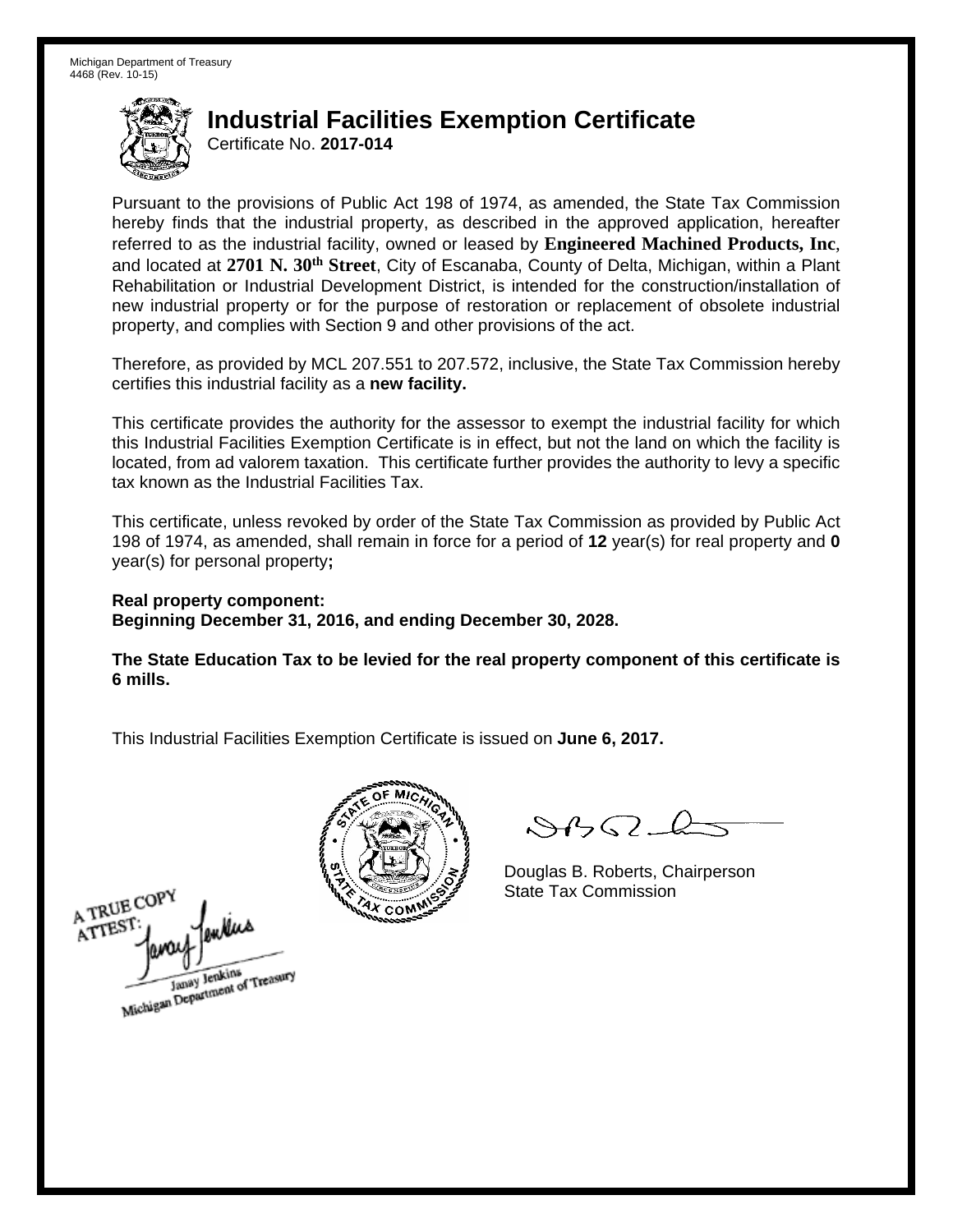Michigan Department of Treasury
4468 (Rev. 10-15)

# Industrial Facilities Exemption Certificate

Certificate No. **2017-014**

Pursuant to the provisions of Public Act 198 of 1974, as amended, the State Tax Commission hereby finds that the industrial property, as described in the approved application, hereafter referred to as the industrial facility, owned or leased by **Engineered Machined Products, Inc**, and located at **2701 N. 30th Street**, City of Escanaba, County of Delta, Michigan, within a Plant Rehabilitation or Industrial Development District, is intended for the construction/installation of new industrial property or for the purpose of restoration or replacement of obsolete industrial property, and complies with Section 9 and other provisions of the act.

Therefore, as provided by MCL 207.551 to 207.572, inclusive, the State Tax Commission hereby certifies this industrial facility as a **new facility.**

This certificate provides the authority for the assessor to exempt the industrial facility for which this Industrial Facilities Exemption Certificate is in effect, but not the land on which the facility is located, from ad valorem taxation. This certificate further provides the authority to levy a specific tax known as the Industrial Facilities Tax.

This certificate, unless revoked by order of the State Tax Commission as provided by Public Act 198 of 1974, as amended, shall remain in force for a period of **12** year(s) for real property and **0** year(s) for personal property**;**

**Real property component:**
**Beginning December 31, 2016, and ending December 30, 2028.**

**The State Education Tax to be levied for the real property component of this certificate is 6 mills.**

This Industrial Facilities Exemption Certificate is issued on **June 6, 2017.**

Douglas B. Roberts, Chairperson
State Tax Commission

A TRUE COPY
ATTEST:
Janay Jenkins
Michigan Department of Treasury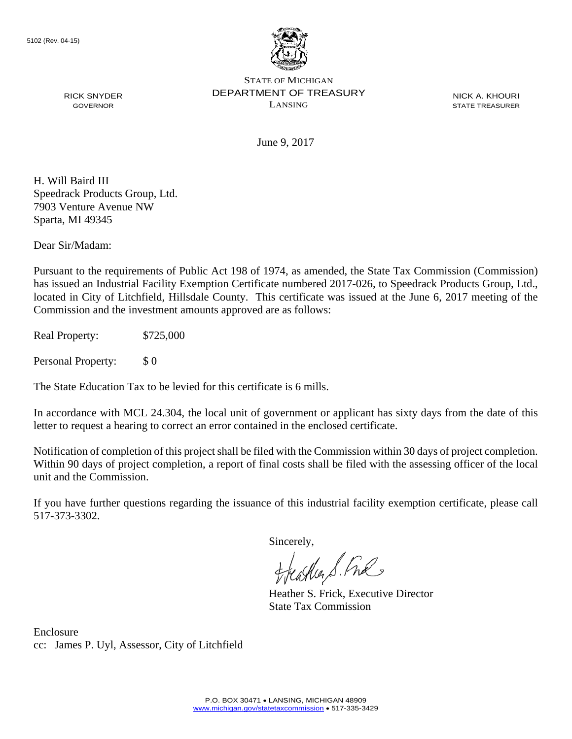5102 (Rev. 04-15)

STATE OF MICHIGAN
DEPARTMENT OF TREASURY
LANSING

RICK SNYDER
GOVERNOR

NICK A. KHOURI
STATE TREASURER

June 9, 2017

H. Will Baird III
Speedrack Products Group, Ltd.
7903 Venture Avenue NW
Sparta, MI 49345

Dear Sir/Madam:

Pursuant to the requirements of Public Act 198 of 1974, as amended, the State Tax Commission (Commission) has issued an Industrial Facility Exemption Certificate numbered 2017-026, to Speedrack Products Group, Ltd., located in City of Litchfield, Hillsdale County. This certificate was issued at the June 6, 2017 meeting of the Commission and the investment amounts approved are as follows:

Real Property: $725,000

Personal Property: $ 0

The State Education Tax to be levied for this certificate is 6 mills.

In accordance with MCL 24.304, the local unit of government or applicant has sixty days from the date of this letter to request a hearing to correct an error contained in the enclosed certificate.

Notification of completion of this project shall be filed with the Commission within 30 days of project completion. Within 90 days of project completion, a report of final costs shall be filed with the assessing officer of the local unit and the Commission.

If you have further questions regarding the issuance of this industrial facility exemption certificate, please call 517-373-3302.

Sincerely,

Heather S. Frick, Executive Director
State Tax Commission

Enclosure
cc: James P. Uyl, Assessor, City of Litchfield

P.O. BOX 30471 • LANSING, MICHIGAN 48909
www.michigan.gov/statetaxcommission • 517-335-3429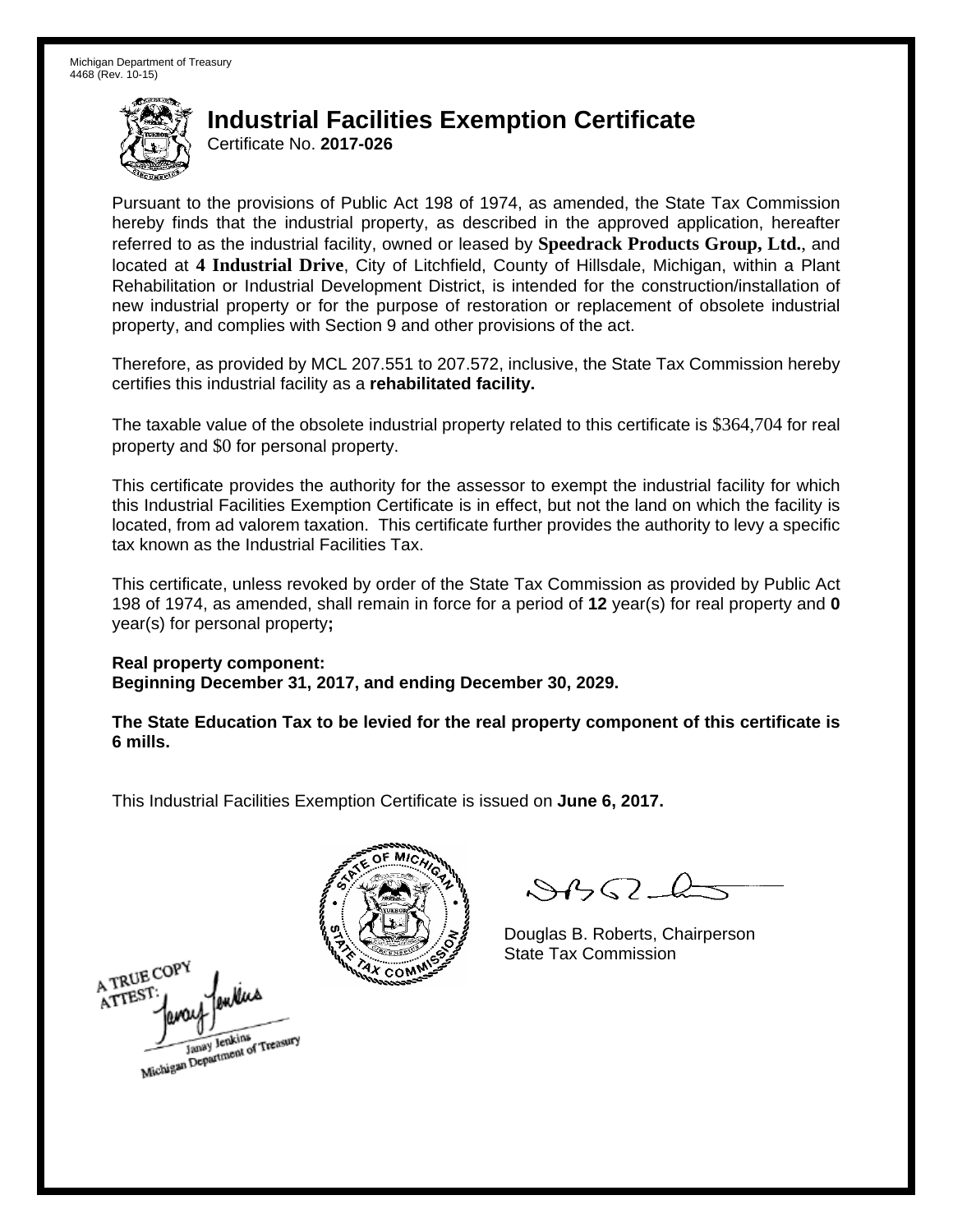Michigan Department of Treasury
4468 (Rev. 10-15)

# Industrial Facilities Exemption Certificate

Certificate No. **2017-026**

Pursuant to the provisions of Public Act 198 of 1974, as amended, the State Tax Commission hereby finds that the industrial property, as described in the approved application, hereafter referred to as the industrial facility, owned or leased by **Speedrack Products Group, Ltd.**, and located at **4 Industrial Drive**, City of Litchfield, County of Hillsdale, Michigan, within a Plant Rehabilitation or Industrial Development District, is intended for the construction/installation of new industrial property or for the purpose of restoration or replacement of obsolete industrial property, and complies with Section 9 and other provisions of the act.

Therefore, as provided by MCL 207.551 to 207.572, inclusive, the State Tax Commission hereby certifies this industrial facility as a **rehabilitated facility.**

The taxable value of the obsolete industrial property related to this certificate is $364,704 for real property and $0 for personal property.

This certificate provides the authority for the assessor to exempt the industrial facility for which this Industrial Facilities Exemption Certificate is in effect, but not the land on which the facility is located, from ad valorem taxation. This certificate further provides the authority to levy a specific tax known as the Industrial Facilities Tax.

This certificate, unless revoked by order of the State Tax Commission as provided by Public Act 198 of 1974, as amended, shall remain in force for a period of **12** year(s) for real property and **0** year(s) for personal property**;**

**Real property component:**
**Beginning December 31, 2017, and ending December 30, 2029.**

**The State Education Tax to be levied for the real property component of this certificate is 6 mills.**

This Industrial Facilities Exemption Certificate is issued on **June 6, 2017.**

Douglas B. Roberts, Chairperson
State Tax Commission

A TRUE COPY
ATTEST:
Janay Jenkins
Michigan Department of Treasury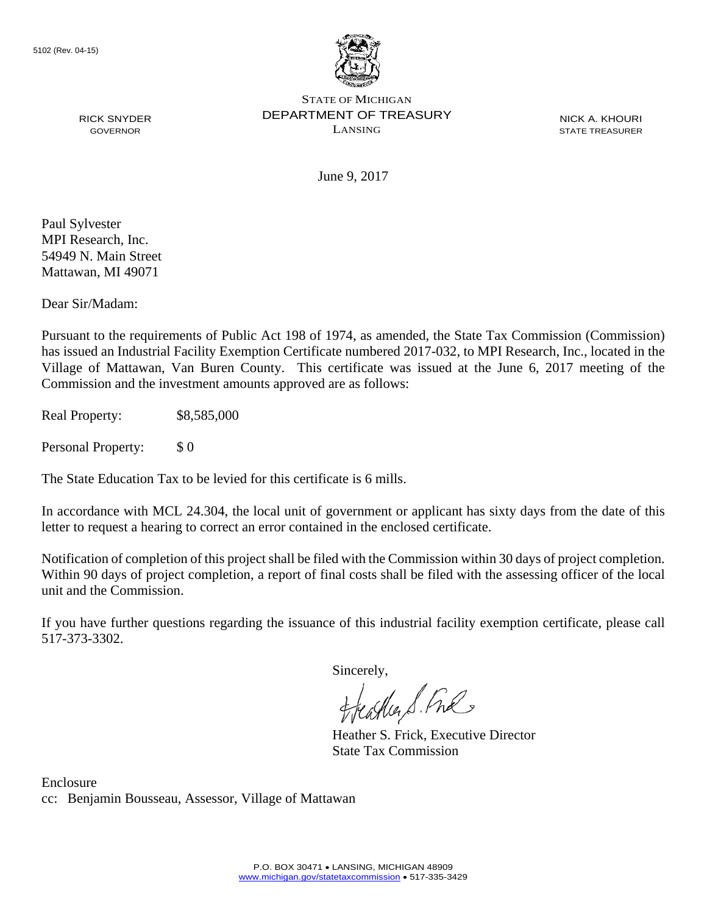5102 (Rev. 04-15)

STATE OF MICHIGAN
DEPARTMENT OF TREASURY
LANSING

RICK SNYDER
GOVERNOR

NICK A. KHOURI
STATE TREASURER

June 9, 2017

Paul Sylvester
MPI Research, Inc.
54949 N. Main Street
Mattawan, MI 49071

Dear Sir/Madam:

Pursuant to the requirements of Public Act 198 of 1974, as amended, the State Tax Commission (Commission) has issued an Industrial Facility Exemption Certificate numbered 2017-032, to MPI Research, Inc., located in the Village of Mattawan, Van Buren County. This certificate was issued at the June 6, 2017 meeting of the Commission and the investment amounts approved are as follows:

Real Property: $8,585,000

Personal Property: $ 0

The State Education Tax to be levied for this certificate is 6 mills.

In accordance with MCL 24.304, the local unit of government or applicant has sixty days from the date of this letter to request a hearing to correct an error contained in the enclosed certificate.

Notification of completion of this project shall be filed with the Commission within 30 days of project completion. Within 90 days of project completion, a report of final costs shall be filed with the assessing officer of the local unit and the Commission.

If you have further questions regarding the issuance of this industrial facility exemption certificate, please call 517-373-3302.

Sincerely,

Heather S. Frick, Executive Director
State Tax Commission

Enclosure
cc: Benjamin Bousseau, Assessor, Village of Mattawan

P.O. BOX 30471 • LANSING, MICHIGAN 48909
www.michigan.gov/statetaxcommission • 517-335-3429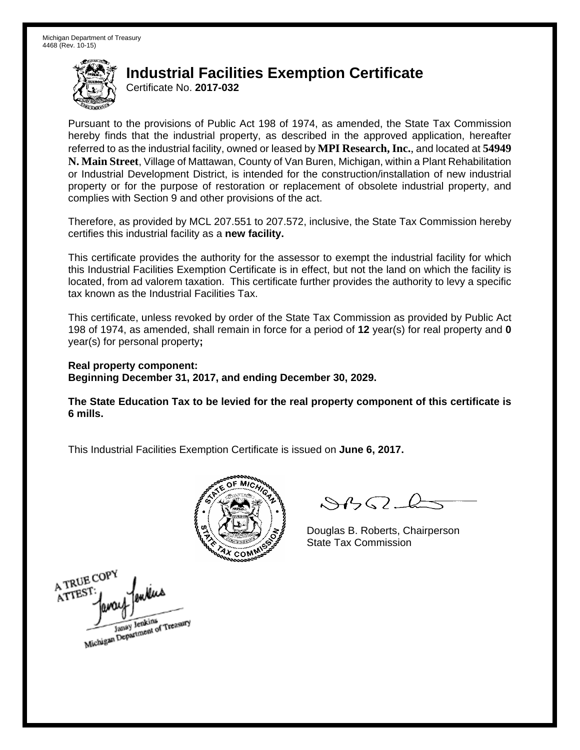Michigan Department of Treasury
4468 (Rev. 10-15)

# Industrial Facilities Exemption Certificate

Certificate No. **2017-032**

Pursuant to the provisions of Public Act 198 of 1974, as amended, the State Tax Commission hereby finds that the industrial property, as described in the approved application, hereafter referred to as the industrial facility, owned or leased by **MPI Research, Inc.**, and located at **54949 N. Main Street**, Village of Mattawan, County of Van Buren, Michigan, within a Plant Rehabilitation or Industrial Development District, is intended for the construction/installation of new industrial property or for the purpose of restoration or replacement of obsolete industrial property, and complies with Section 9 and other provisions of the act.

Therefore, as provided by MCL 207.551 to 207.572, inclusive, the State Tax Commission hereby certifies this industrial facility as a **new facility.**

This certificate provides the authority for the assessor to exempt the industrial facility for which this Industrial Facilities Exemption Certificate is in effect, but not the land on which the facility is located, from ad valorem taxation. This certificate further provides the authority to levy a specific tax known as the Industrial Facilities Tax.

This certificate, unless revoked by order of the State Tax Commission as provided by Public Act 198 of 1974, as amended, shall remain in force for a period of **12** year(s) for real property and **0** year(s) for personal property**;**

**Real property component:**
**Beginning December 31, 2017, and ending December 30, 2029.**

**The State Education Tax to be levied for the real property component of this certificate is 6 mills.**

This Industrial Facilities Exemption Certificate is issued on **June 6, 2017.**

Douglas B. Roberts, Chairperson
State Tax Commission

A TRUE COPY
ATTEST:
Janay Jenkins
Michigan Department of Treasury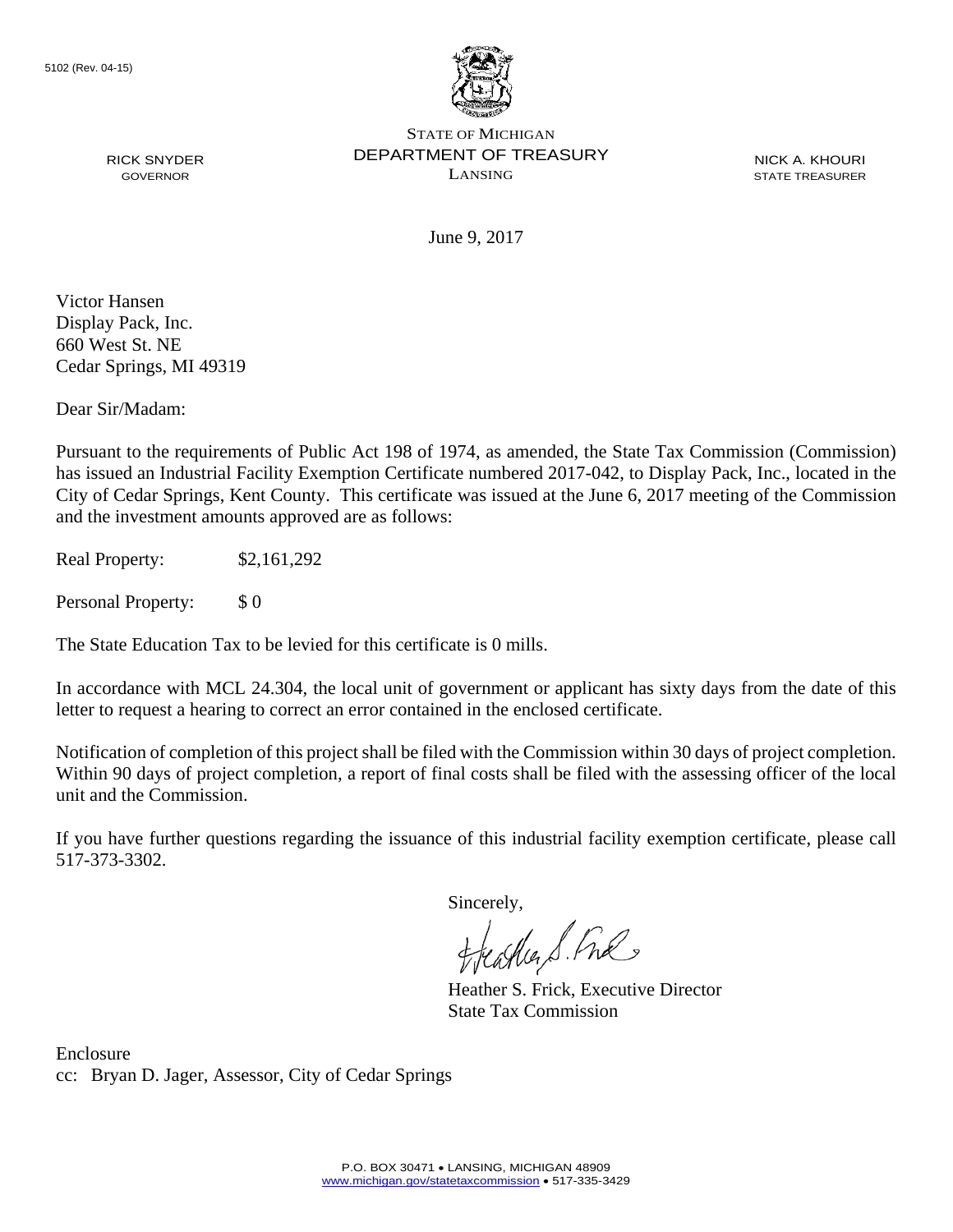5102 (Rev. 04-15)

STATE OF MICHIGAN
DEPARTMENT OF TREASURY
LANSING

RICK SNYDER
GOVERNOR

NICK A. KHOURI
STATE TREASURER

June 9, 2017

Victor Hansen
Display Pack, Inc.
660 West St. NE
Cedar Springs, MI 49319

Dear Sir/Madam:

Pursuant to the requirements of Public Act 198 of 1974, as amended, the State Tax Commission (Commission) has issued an Industrial Facility Exemption Certificate numbered 2017-042, to Display Pack, Inc., located in the City of Cedar Springs, Kent County. This certificate was issued at the June 6, 2017 meeting of the Commission and the investment amounts approved are as follows:

Real Property: $2,161,292

Personal Property: $ 0

The State Education Tax to be levied for this certificate is 0 mills.

In accordance with MCL 24.304, the local unit of government or applicant has sixty days from the date of this letter to request a hearing to correct an error contained in the enclosed certificate.

Notification of completion of this project shall be filed with the Commission within 30 days of project completion. Within 90 days of project completion, a report of final costs shall be filed with the assessing officer of the local unit and the Commission.

If you have further questions regarding the issuance of this industrial facility exemption certificate, please call 517-373-3302.

Sincerely,

Heather S. Frick, Executive Director
State Tax Commission

Enclosure
cc: Bryan D. Jager, Assessor, City of Cedar Springs

P.O. BOX 30471 • LANSING, MICHIGAN 48909
www.michigan.gov/statetaxcommission • 517-335-3429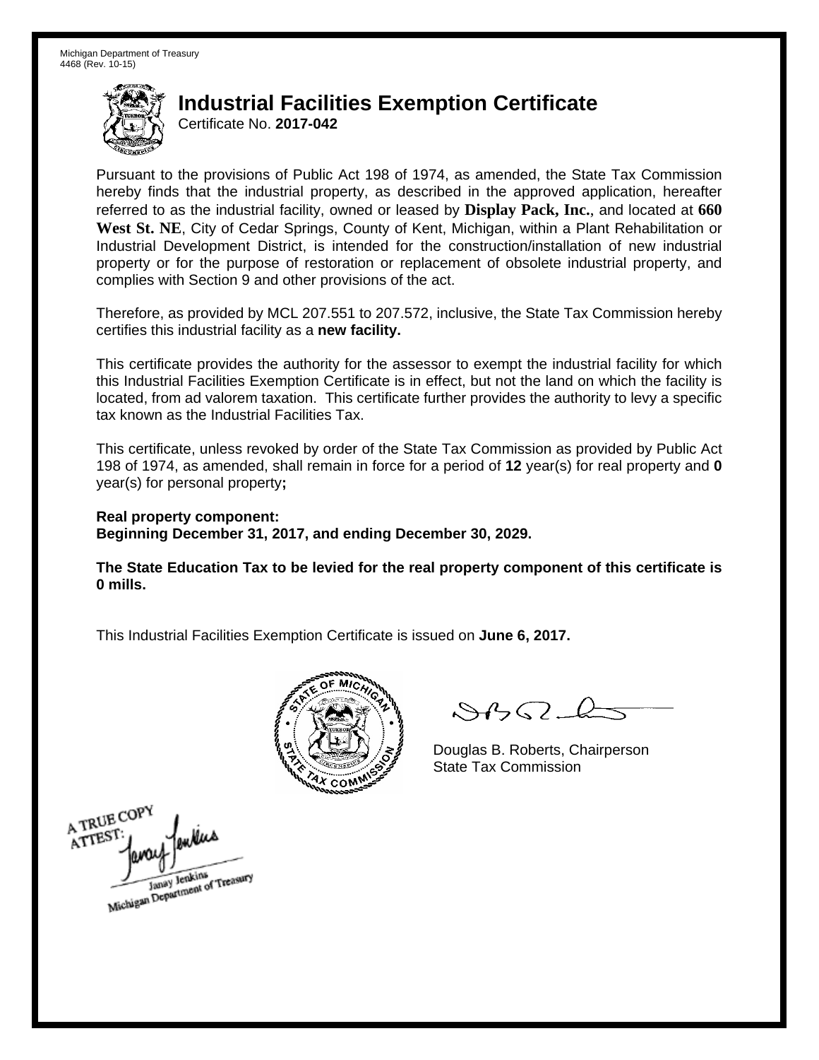Michigan Department of Treasury
4468 (Rev. 10-15)

# Industrial Facilities Exemption Certificate

Certificate No. **2017-042**

Pursuant to the provisions of Public Act 198 of 1974, as amended, the State Tax Commission hereby finds that the industrial property, as described in the approved application, hereafter referred to as the industrial facility, owned or leased by **Display Pack, Inc.**, and located at **660 West St. NE**, City of Cedar Springs, County of Kent, Michigan, within a Plant Rehabilitation or Industrial Development District, is intended for the construction/installation of new industrial property or for the purpose of restoration or replacement of obsolete industrial property, and complies with Section 9 and other provisions of the act.

Therefore, as provided by MCL 207.551 to 207.572, inclusive, the State Tax Commission hereby certifies this industrial facility as a **new facility.**

This certificate provides the authority for the assessor to exempt the industrial facility for which this Industrial Facilities Exemption Certificate is in effect, but not the land on which the facility is located, from ad valorem taxation. This certificate further provides the authority to levy a specific tax known as the Industrial Facilities Tax.

This certificate, unless revoked by order of the State Tax Commission as provided by Public Act 198 of 1974, as amended, shall remain in force for a period of **12** year(s) for real property and **0** year(s) for personal property**;**

**Real property component:**
**Beginning December 31, 2017, and ending December 30, 2029.**

**The State Education Tax to be levied for the real property component of this certificate is 0 mills.**

This Industrial Facilities Exemption Certificate is issued on **June 6, 2017.**

Douglas B. Roberts, Chairperson
State Tax Commission

A TRUE COPY
ATTEST:
Janay Jenkins
Michigan Department of Treasury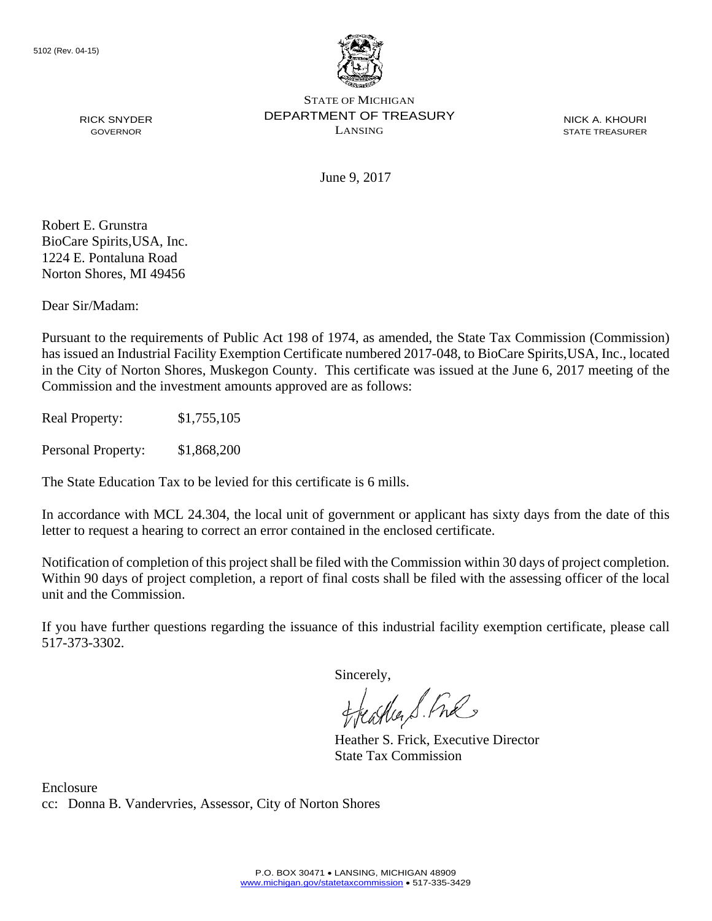5102 (Rev. 04-15)

STATE OF MICHIGAN
DEPARTMENT OF TREASURY
LANSING

RICK SNYDER
GOVERNOR

NICK A. KHOURI
STATE TREASURER

June 9, 2017

Robert E. Grunstra
BioCare Spirits,USA, Inc.
1224 E. Pontaluna Road
Norton Shores, MI 49456

Dear Sir/Madam:

Pursuant to the requirements of Public Act 198 of 1974, as amended, the State Tax Commission (Commission) has issued an Industrial Facility Exemption Certificate numbered 2017-048, to BioCare Spirits,USA, Inc., located in the City of Norton Shores, Muskegon County. This certificate was issued at the June 6, 2017 meeting of the Commission and the investment amounts approved are as follows:

Real Property: $1,755,105

Personal Property: $1,868,200

The State Education Tax to be levied for this certificate is 6 mills.

In accordance with MCL 24.304, the local unit of government or applicant has sixty days from the date of this letter to request a hearing to correct an error contained in the enclosed certificate.

Notification of completion of this project shall be filed with the Commission within 30 days of project completion. Within 90 days of project completion, a report of final costs shall be filed with the assessing officer of the local unit and the Commission.

If you have further questions regarding the issuance of this industrial facility exemption certificate, please call 517-373-3302.

Sincerely,

Heather S. Frick, Executive Director
State Tax Commission

Enclosure
cc: Donna B. Vandervries, Assessor, City of Norton Shores

P.O. BOX 30471 • LANSING, MICHIGAN 48909
www.michigan.gov/statetaxcommission • 517-335-3429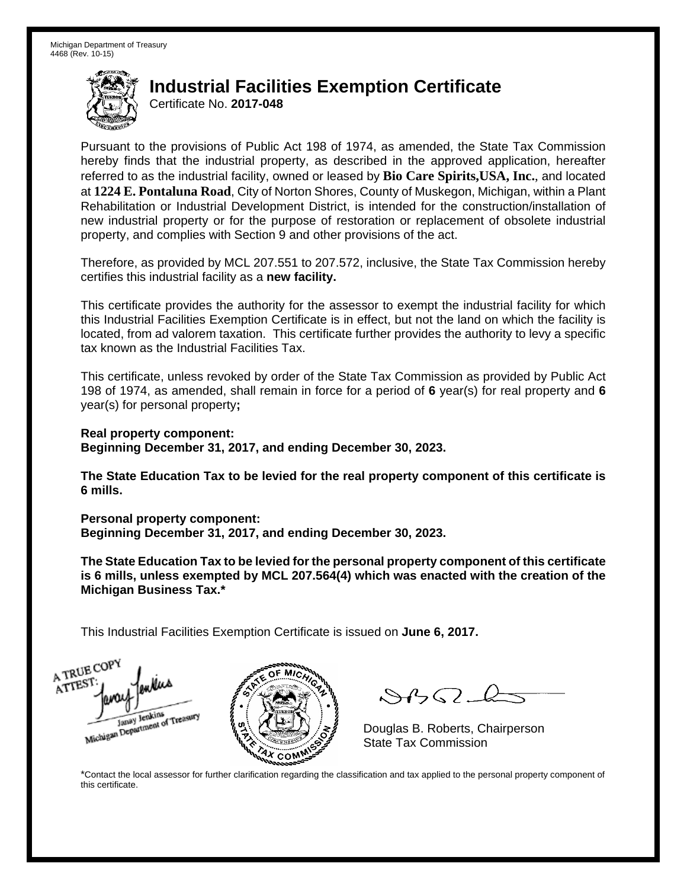Michigan Department of Treasury
4468 (Rev. 10-15)

# Industrial Facilities Exemption Certificate

Certificate No. **2017-048**

Pursuant to the provisions of Public Act 198 of 1974, as amended, the State Tax Commission hereby finds that the industrial property, as described in the approved application, hereafter referred to as the industrial facility, owned or leased by **Bio Care Spirits,USA, Inc.**, and located at **1224 E. Pontaluna Road**, City of Norton Shores, County of Muskegon, Michigan, within a Plant Rehabilitation or Industrial Development District, is intended for the construction/installation of new industrial property or for the purpose of restoration or replacement of obsolete industrial property, and complies with Section 9 and other provisions of the act.

Therefore, as provided by MCL 207.551 to 207.572, inclusive, the State Tax Commission hereby certifies this industrial facility as a **new facility.**

This certificate provides the authority for the assessor to exempt the industrial facility for which this Industrial Facilities Exemption Certificate is in effect, but not the land on which the facility is located, from ad valorem taxation. This certificate further provides the authority to levy a specific tax known as the Industrial Facilities Tax.

This certificate, unless revoked by order of the State Tax Commission as provided by Public Act 198 of 1974, as amended, shall remain in force for a period of **6** year(s) for real property and **6** year(s) for personal property**;**

**Real property component:**
**Beginning December 31, 2017, and ending December 30, 2023.**

**The State Education Tax to be levied for the real property component of this certificate is 6 mills.**

**Personal property component:**
**Beginning December 31, 2017, and ending December 30, 2023.**

**The State Education Tax to be levied for the personal property component of this certificate is 6 mills, unless exempted by MCL 207.564(4) which was enacted with the creation of the Michigan Business Tax.***

This Industrial Facilities Exemption Certificate is issued on **June 6, 2017.**

A TRUE COPY
ATTEST:
Janay Jenkins
Michigan Department of Treasury

Douglas B. Roberts, Chairperson
State Tax Commission

*Contact the local assessor for further clarification regarding the classification and tax applied to the personal property component of this certificate.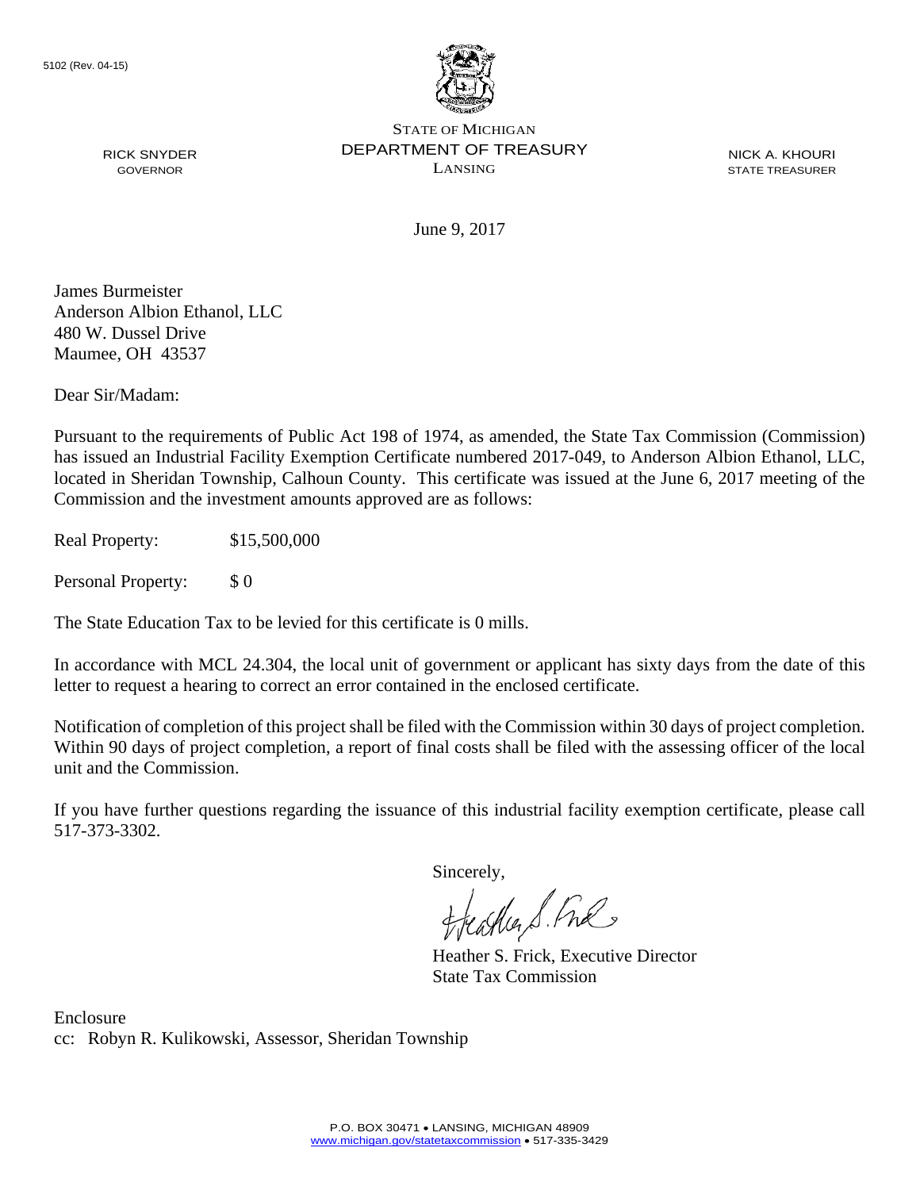5102 (Rev. 04-15)

STATE OF MICHIGAN
DEPARTMENT OF TREASURY
LANSING

RICK SNYDER
GOVERNOR

NICK A. KHOURI
STATE TREASURER

June 9, 2017

James Burmeister
Anderson Albion Ethanol, LLC
480 W. Dussel Drive
Maumee, OH 43537

Dear Sir/Madam:

Pursuant to the requirements of Public Act 198 of 1974, as amended, the State Tax Commission (Commission) has issued an Industrial Facility Exemption Certificate numbered 2017-049, to Anderson Albion Ethanol, LLC, located in Sheridan Township, Calhoun County. This certificate was issued at the June 6, 2017 meeting of the Commission and the investment amounts approved are as follows:

Real Property: $15,500,000

Personal Property: $ 0

The State Education Tax to be levied for this certificate is 0 mills.

In accordance with MCL 24.304, the local unit of government or applicant has sixty days from the date of this letter to request a hearing to correct an error contained in the enclosed certificate.

Notification of completion of this project shall be filed with the Commission within 30 days of project completion. Within 90 days of project completion, a report of final costs shall be filed with the assessing officer of the local unit and the Commission.

If you have further questions regarding the issuance of this industrial facility exemption certificate, please call 517-373-3302.

Sincerely,

Heather S. Frick, Executive Director
State Tax Commission

Enclosure
cc: Robyn R. Kulikowski, Assessor, Sheridan Township

P.O. BOX 30471 • LANSING, MICHIGAN 48909
www.michigan.gov/statetaxcommission • 517-335-3429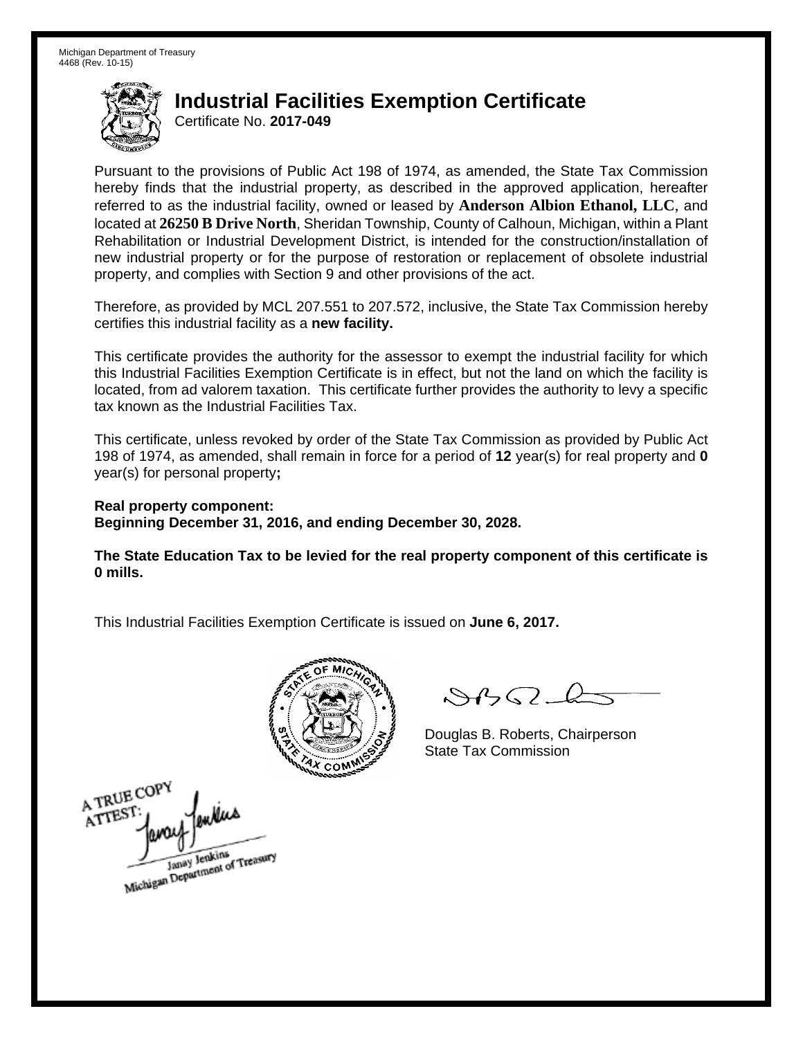Michigan Department of Treasury
4468 (Rev. 10-15)

# Industrial Facilities Exemption Certificate

Certificate No. **2017-049**

Pursuant to the provisions of Public Act 198 of 1974, as amended, the State Tax Commission hereby finds that the industrial property, as described in the approved application, hereafter referred to as the industrial facility, owned or leased by **Anderson Albion Ethanol, LLC**, and located at **26250 B Drive North**, Sheridan Township, County of Calhoun, Michigan, within a Plant Rehabilitation or Industrial Development District, is intended for the construction/installation of new industrial property or for the purpose of restoration or replacement of obsolete industrial property, and complies with Section 9 and other provisions of the act.

Therefore, as provided by MCL 207.551 to 207.572, inclusive, the State Tax Commission hereby certifies this industrial facility as a **new facility.**

This certificate provides the authority for the assessor to exempt the industrial facility for which this Industrial Facilities Exemption Certificate is in effect, but not the land on which the facility is located, from ad valorem taxation. This certificate further provides the authority to levy a specific tax known as the Industrial Facilities Tax.

This certificate, unless revoked by order of the State Tax Commission as provided by Public Act 198 of 1974, as amended, shall remain in force for a period of **12** year(s) for real property and **0** year(s) for personal property**;**

**Real property component:**
**Beginning December 31, 2016, and ending December 30, 2028.**

**The State Education Tax to be levied for the real property component of this certificate is 0 mills.**

This Industrial Facilities Exemption Certificate is issued on **June 6, 2017.**

Douglas B. Roberts, Chairperson
State Tax Commission

A TRUE COPY
ATTEST:
Janay Jenkins
Michigan Department of Treasury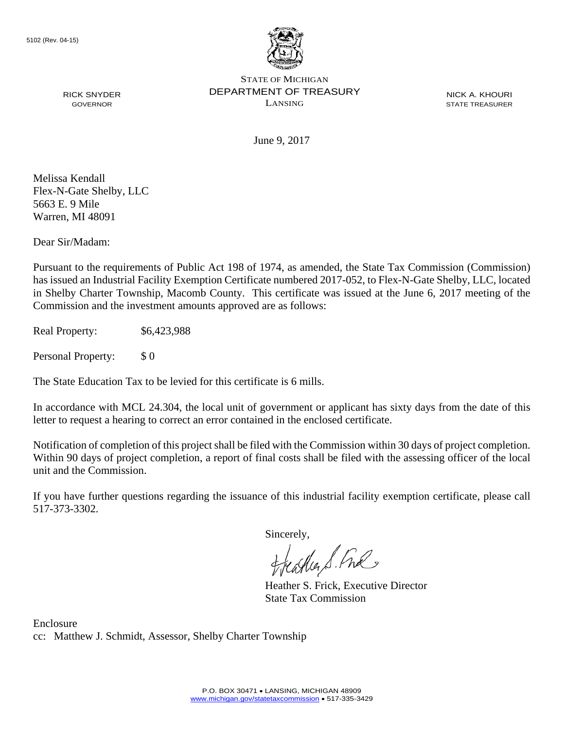5102 (Rev. 04-15)

STATE OF MICHIGAN
DEPARTMENT OF TREASURY
LANSING

RICK SNYDER
GOVERNOR

NICK A. KHOURI
STATE TREASURER

June 9, 2017

Melissa Kendall
Flex-N-Gate Shelby, LLC
5663 E. 9 Mile
Warren, MI 48091

Dear Sir/Madam:

Pursuant to the requirements of Public Act 198 of 1974, as amended, the State Tax Commission (Commission) has issued an Industrial Facility Exemption Certificate numbered 2017-052, to Flex-N-Gate Shelby, LLC, located in Shelby Charter Township, Macomb County. This certificate was issued at the June 6, 2017 meeting of the Commission and the investment amounts approved are as follows:

Real Property: $6,423,988

Personal Property: $ 0

The State Education Tax to be levied for this certificate is 6 mills.

In accordance with MCL 24.304, the local unit of government or applicant has sixty days from the date of this letter to request a hearing to correct an error contained in the enclosed certificate.

Notification of completion of this project shall be filed with the Commission within 30 days of project completion. Within 90 days of project completion, a report of final costs shall be filed with the assessing officer of the local unit and the Commission.

If you have further questions regarding the issuance of this industrial facility exemption certificate, please call 517-373-3302.

Sincerely,

Heather S. Frick, Executive Director
State Tax Commission

Enclosure
cc: Matthew J. Schmidt, Assessor, Shelby Charter Township

P.O. BOX 30471 • LANSING, MICHIGAN 48909
www.michigan.gov/statetaxcommission • 517-335-3429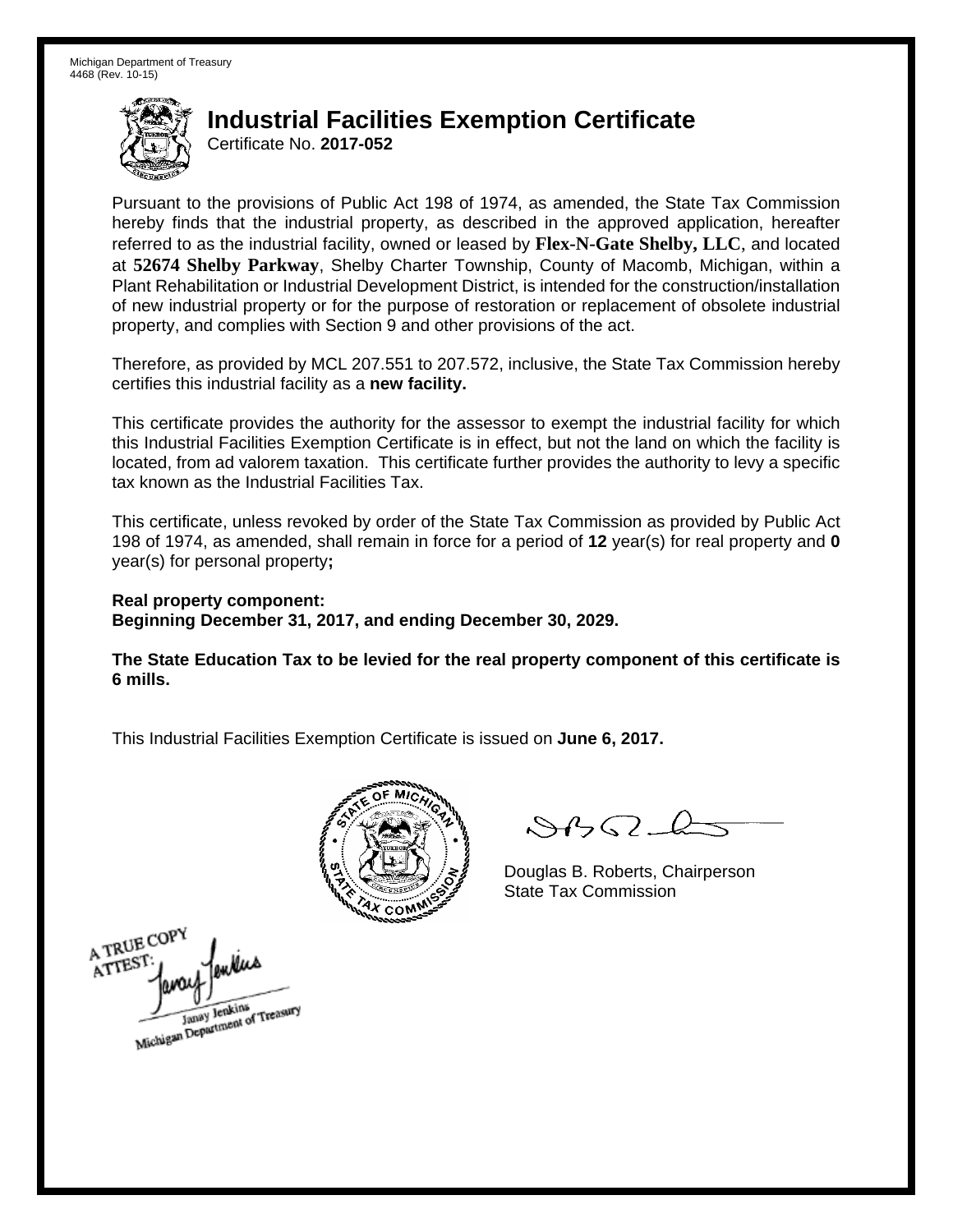Michigan Department of Treasury
4468 (Rev. 10-15)

# Industrial Facilities Exemption Certificate

Certificate No. **2017-052**

Pursuant to the provisions of Public Act 198 of 1974, as amended, the State Tax Commission hereby finds that the industrial property, as described in the approved application, hereafter referred to as the industrial facility, owned or leased by **Flex-N-Gate Shelby, LLC**, and located at **52674 Shelby Parkway**, Shelby Charter Township, County of Macomb, Michigan, within a Plant Rehabilitation or Industrial Development District, is intended for the construction/installation of new industrial property or for the purpose of restoration or replacement of obsolete industrial property, and complies with Section 9 and other provisions of the act.

Therefore, as provided by MCL 207.551 to 207.572, inclusive, the State Tax Commission hereby certifies this industrial facility as a **new facility.**

This certificate provides the authority for the assessor to exempt the industrial facility for which this Industrial Facilities Exemption Certificate is in effect, but not the land on which the facility is located, from ad valorem taxation. This certificate further provides the authority to levy a specific tax known as the Industrial Facilities Tax.

This certificate, unless revoked by order of the State Tax Commission as provided by Public Act 198 of 1974, as amended, shall remain in force for a period of **12** year(s) for real property and **0** year(s) for personal property**;**

**Real property component:**
**Beginning December 31, 2017, and ending December 30, 2029.**

**The State Education Tax to be levied for the real property component of this certificate is 6 mills.**

This Industrial Facilities Exemption Certificate is issued on **June 6, 2017.**

Douglas B. Roberts, Chairperson
State Tax Commission

A TRUE COPY
ATTEST:
Janay Jenkins
Michigan Department of Treasury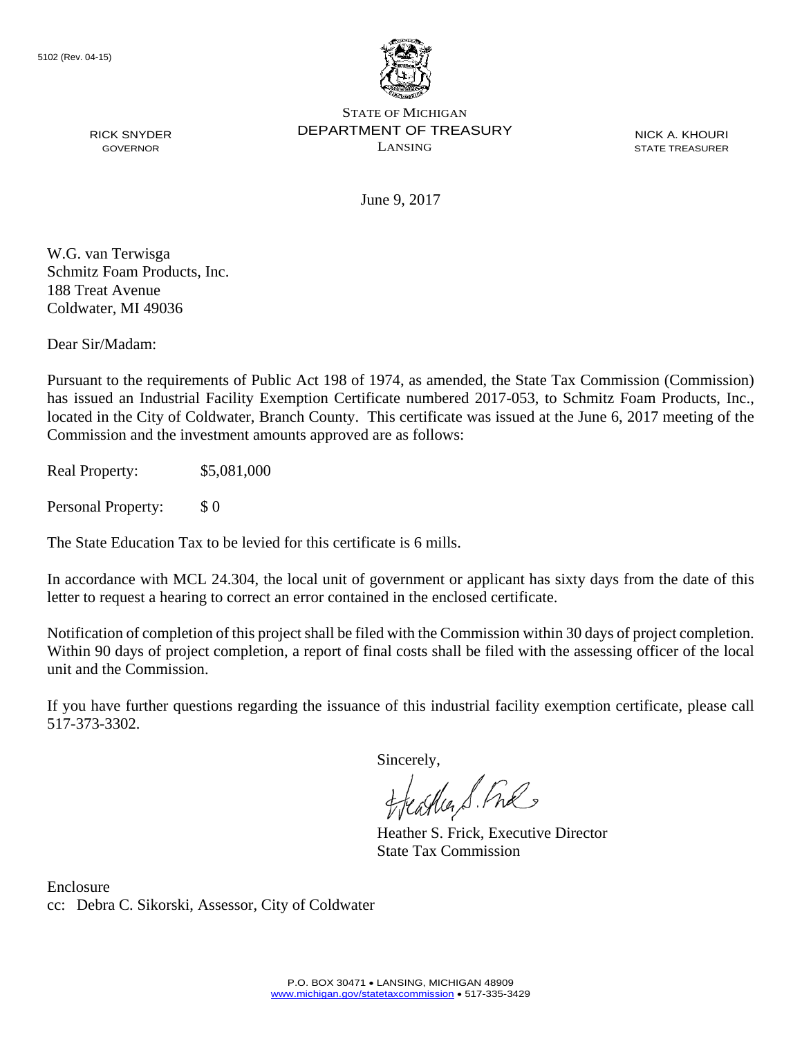5102 (Rev. 04-15)

RICK SNYDER
GOVERNOR

STATE OF MICHIGAN
DEPARTMENT OF TREASURY
LANSING

NICK A. KHOURI
STATE TREASURER

June 9, 2017

W.G. van Terwisga
Schmitz Foam Products, Inc.
188 Treat Avenue
Coldwater, MI 49036

Dear Sir/Madam:

Pursuant to the requirements of Public Act 198 of 1974, as amended, the State Tax Commission (Commission) has issued an Industrial Facility Exemption Certificate numbered 2017-053, to Schmitz Foam Products, Inc., located in the City of Coldwater, Branch County. This certificate was issued at the June 6, 2017 meeting of the Commission and the investment amounts approved are as follows:

Real Property: $5,081,000

Personal Property: $ 0

The State Education Tax to be levied for this certificate is 6 mills.

In accordance with MCL 24.304, the local unit of government or applicant has sixty days from the date of this letter to request a hearing to correct an error contained in the enclosed certificate.

Notification of completion of this project shall be filed with the Commission within 30 days of project completion. Within 90 days of project completion, a report of final costs shall be filed with the assessing officer of the local unit and the Commission.

If you have further questions regarding the issuance of this industrial facility exemption certificate, please call 517-373-3302.

Sincerely,

Heather S. Frick, Executive Director
State Tax Commission

Enclosure
cc: Debra C. Sikorski, Assessor, City of Coldwater

P.O. BOX 30471 • LANSING, MICHIGAN 48909
www.michigan.gov/statetaxcommission • 517-335-3429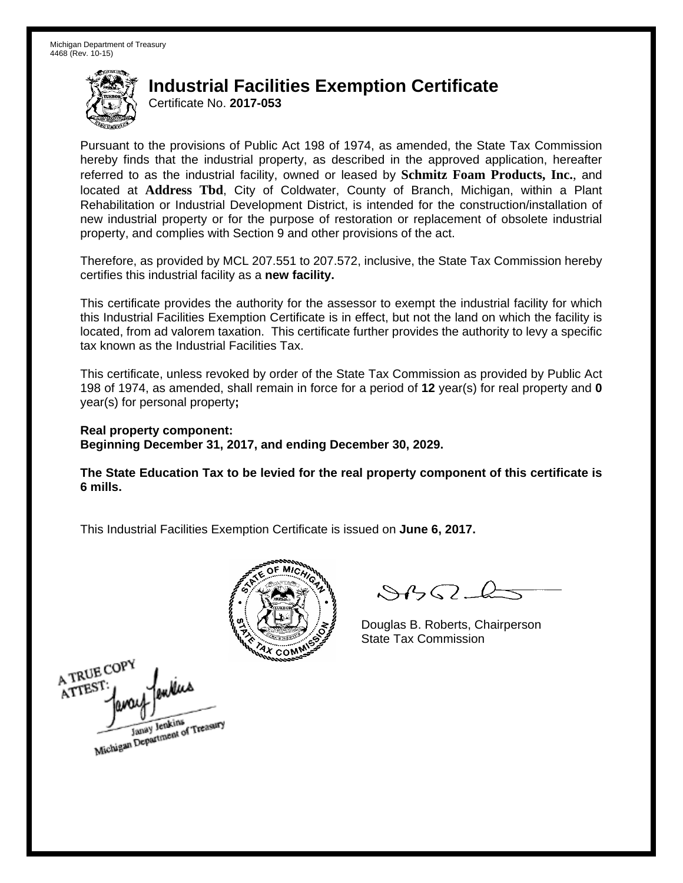Michigan Department of Treasury
4468 (Rev. 10-15)

# Industrial Facilities Exemption Certificate

Certificate No. **2017-053**

Pursuant to the provisions of Public Act 198 of 1974, as amended, the State Tax Commission hereby finds that the industrial property, as described in the approved application, hereafter referred to as the industrial facility, owned or leased by **Schmitz Foam Products, Inc.**, and located at **Address Tbd**, City of Coldwater, County of Branch, Michigan, within a Plant Rehabilitation or Industrial Development District, is intended for the construction/installation of new industrial property or for the purpose of restoration or replacement of obsolete industrial property, and complies with Section 9 and other provisions of the act.

Therefore, as provided by MCL 207.551 to 207.572, inclusive, the State Tax Commission hereby certifies this industrial facility as a **new facility.**

This certificate provides the authority for the assessor to exempt the industrial facility for which this Industrial Facilities Exemption Certificate is in effect, but not the land on which the facility is located, from ad valorem taxation. This certificate further provides the authority to levy a specific tax known as the Industrial Facilities Tax.

This certificate, unless revoked by order of the State Tax Commission as provided by Public Act 198 of 1974, as amended, shall remain in force for a period of **12** year(s) for real property and **0** year(s) for personal property**;**

**Real property component:**
**Beginning December 31, 2017, and ending December 30, 2029.**

**The State Education Tax to be levied for the real property component of this certificate is 6 mills.**

This Industrial Facilities Exemption Certificate is issued on **June 6, 2017.**

Douglas B. Roberts, Chairperson
State Tax Commission

A TRUE COPY
ATTEST:
Janay Jenkins
Michigan Department of Treasury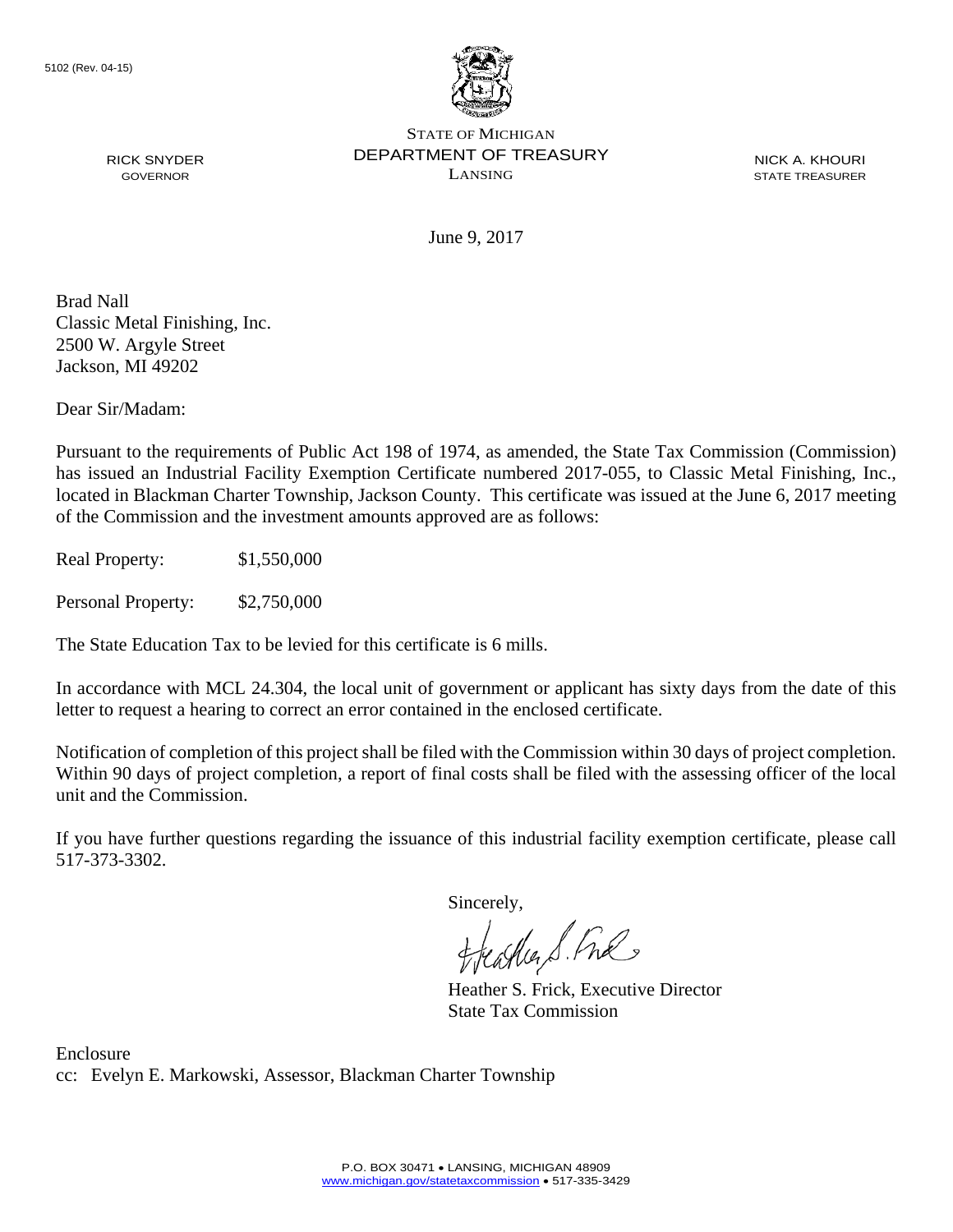5102 (Rev. 04-15)

STATE OF MICHIGAN
DEPARTMENT OF TREASURY
LANSING

RICK SNYDER
GOVERNOR

NICK A. KHOURI
STATE TREASURER

June 9, 2017

Brad Nall
Classic Metal Finishing, Inc.
2500 W. Argyle Street
Jackson, MI 49202

Dear Sir/Madam:

Pursuant to the requirements of Public Act 198 of 1974, as amended, the State Tax Commission (Commission) has issued an Industrial Facility Exemption Certificate numbered 2017-055, to Classic Metal Finishing, Inc., located in Blackman Charter Township, Jackson County. This certificate was issued at the June 6, 2017 meeting of the Commission and the investment amounts approved are as follows:

Real Property: $1,550,000

Personal Property: $2,750,000

The State Education Tax to be levied for this certificate is 6 mills.

In accordance with MCL 24.304, the local unit of government or applicant has sixty days from the date of this letter to request a hearing to correct an error contained in the enclosed certificate.

Notification of completion of this project shall be filed with the Commission within 30 days of project completion. Within 90 days of project completion, a report of final costs shall be filed with the assessing officer of the local unit and the Commission.

If you have further questions regarding the issuance of this industrial facility exemption certificate, please call 517-373-3302.

Sincerely,

Heather S. Frick, Executive Director
State Tax Commission

Enclosure
cc: Evelyn E. Markowski, Assessor, Blackman Charter Township

P.O. BOX 30471 • LANSING, MICHIGAN 48909
www.michigan.gov/statetaxcommission • 517-335-3429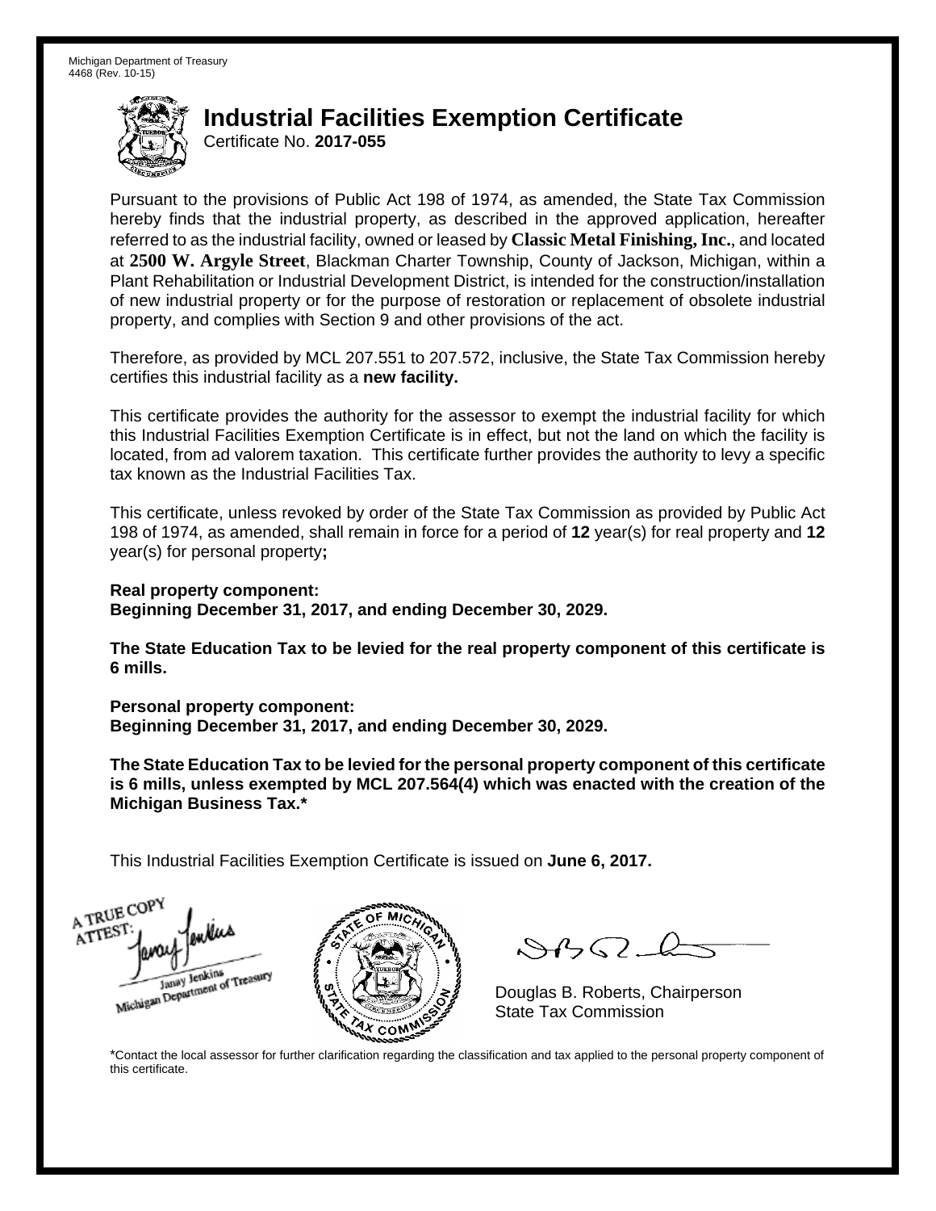Michigan Department of Treasury
4468 (Rev. 10-15)

# Industrial Facilities Exemption Certificate

Certificate No. **2017-055**

Pursuant to the provisions of Public Act 198 of 1974, as amended, the State Tax Commission hereby finds that the industrial property, as described in the approved application, hereafter referred to as the industrial facility, owned or leased by **Classic Metal Finishing, Inc.**, and located at **2500 W. Argyle Street**, Blackman Charter Township, County of Jackson, Michigan, within a Plant Rehabilitation or Industrial Development District, is intended for the construction/installation of new industrial property or for the purpose of restoration or replacement of obsolete industrial property, and complies with Section 9 and other provisions of the act.

Therefore, as provided by MCL 207.551 to 207.572, inclusive, the State Tax Commission hereby certifies this industrial facility as a **new facility.**

This certificate provides the authority for the assessor to exempt the industrial facility for which this Industrial Facilities Exemption Certificate is in effect, but not the land on which the facility is located, from ad valorem taxation. This certificate further provides the authority to levy a specific tax known as the Industrial Facilities Tax.

This certificate, unless revoked by order of the State Tax Commission as provided by Public Act 198 of 1974, as amended, shall remain in force for a period of **12** year(s) for real property and **12** year(s) for personal property**;**

**Real property component:**
**Beginning December 31, 2017, and ending December 30, 2029.**

**The State Education Tax to be levied for the real property component of this certificate is 6 mills.**

**Personal property component:**
**Beginning December 31, 2017, and ending December 30, 2029.**

**The State Education Tax to be levied for the personal property component of this certificate is 6 mills, unless exempted by MCL 207.564(4) which was enacted with the creation of the Michigan Business Tax.***

This Industrial Facilities Exemption Certificate is issued on **June 6, 2017.**

A TRUE COPY
ATTEST:
Janay Jenkins
Michigan Department of Treasury

Douglas B. Roberts, Chairperson
State Tax Commission

*Contact the local assessor for further clarification regarding the classification and tax applied to the personal property component of this certificate.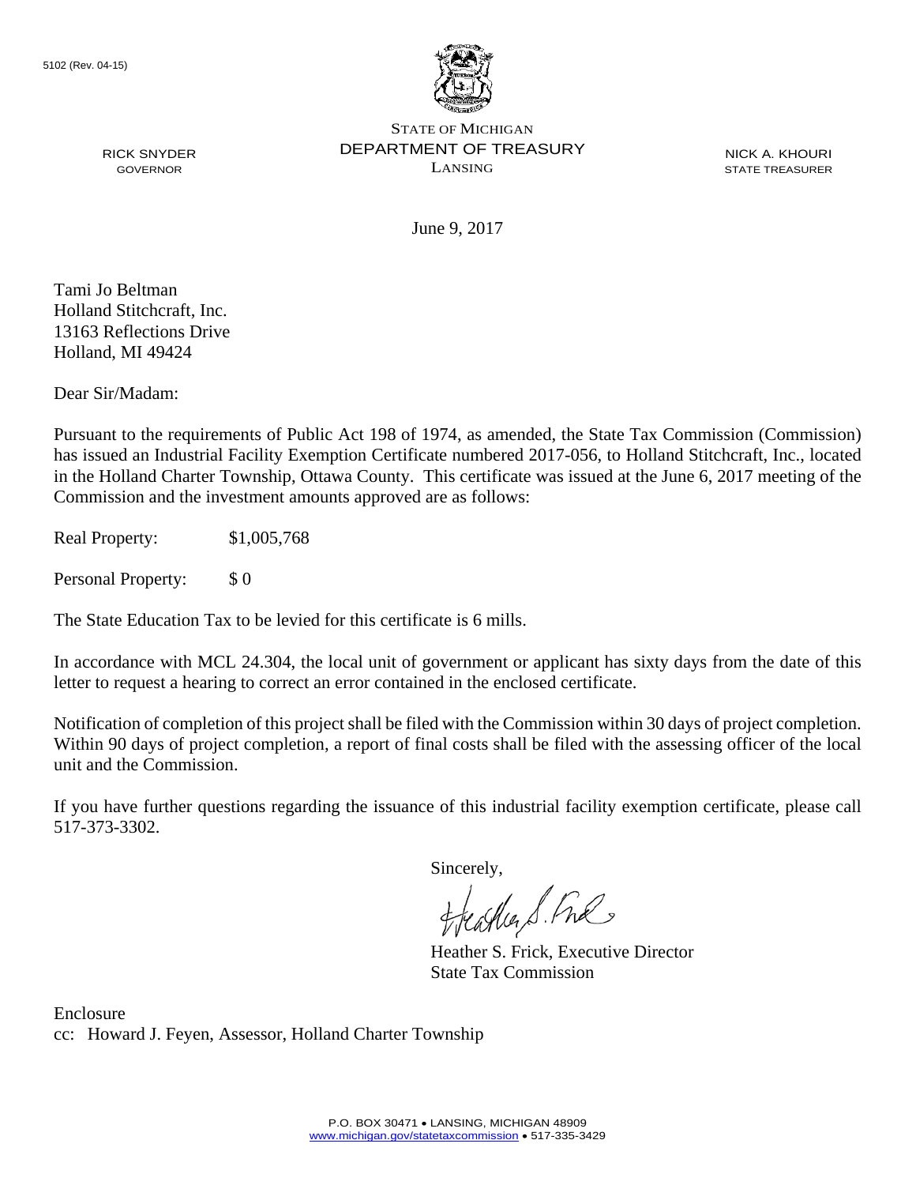5102 (Rev. 04-15)

STATE OF MICHIGAN
DEPARTMENT OF TREASURY
LANSING

RICK SNYDER
GOVERNOR

NICK A. KHOURI
STATE TREASURER

June 9, 2017

Tami Jo Beltman
Holland Stitchcraft, Inc.
13163 Reflections Drive
Holland, MI 49424

Dear Sir/Madam:

Pursuant to the requirements of Public Act 198 of 1974, as amended, the State Tax Commission (Commission) has issued an Industrial Facility Exemption Certificate numbered 2017-056, to Holland Stitchcraft, Inc., located in the Holland Charter Township, Ottawa County. This certificate was issued at the June 6, 2017 meeting of the Commission and the investment amounts approved are as follows:

Real Property: $1,005,768

Personal Property: $ 0

The State Education Tax to be levied for this certificate is 6 mills.

In accordance with MCL 24.304, the local unit of government or applicant has sixty days from the date of this letter to request a hearing to correct an error contained in the enclosed certificate.

Notification of completion of this project shall be filed with the Commission within 30 days of project completion. Within 90 days of project completion, a report of final costs shall be filed with the assessing officer of the local unit and the Commission.

If you have further questions regarding the issuance of this industrial facility exemption certificate, please call 517-373-3302.

Sincerely,

Heather S. Frick, Executive Director
State Tax Commission

Enclosure
cc: Howard J. Feyen, Assessor, Holland Charter Township

P.O. BOX 30471 • LANSING, MICHIGAN 48909
www.michigan.gov/statetaxcommission • 517-335-3429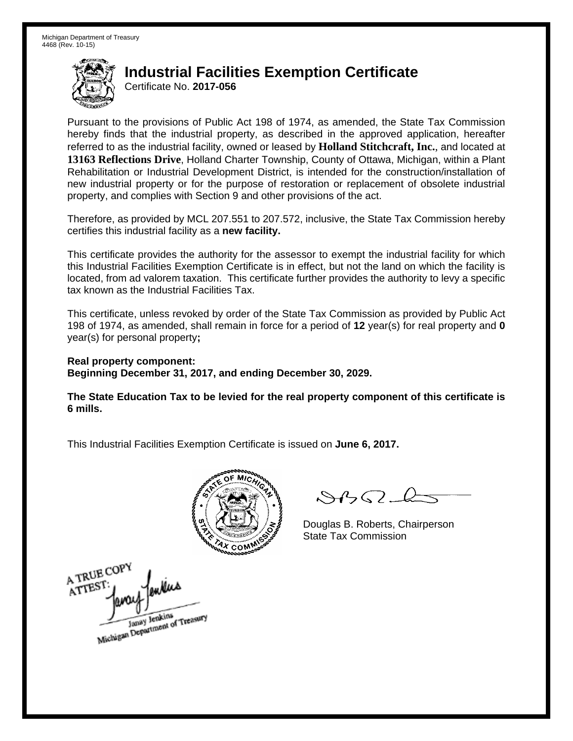Michigan Department of Treasury
4468 (Rev. 10-15)

# Industrial Facilities Exemption Certificate

Certificate No. **2017-056**

Pursuant to the provisions of Public Act 198 of 1974, as amended, the State Tax Commission hereby finds that the industrial property, as described in the approved application, hereafter referred to as the industrial facility, owned or leased by **Holland Stitchcraft, Inc.**, and located at **13163 Reflections Drive**, Holland Charter Township, County of Ottawa, Michigan, within a Plant Rehabilitation or Industrial Development District, is intended for the construction/installation of new industrial property or for the purpose of restoration or replacement of obsolete industrial property, and complies with Section 9 and other provisions of the act.

Therefore, as provided by MCL 207.551 to 207.572, inclusive, the State Tax Commission hereby certifies this industrial facility as a **new facility.**

This certificate provides the authority for the assessor to exempt the industrial facility for which this Industrial Facilities Exemption Certificate is in effect, but not the land on which the facility is located, from ad valorem taxation. This certificate further provides the authority to levy a specific tax known as the Industrial Facilities Tax.

This certificate, unless revoked by order of the State Tax Commission as provided by Public Act 198 of 1974, as amended, shall remain in force for a period of **12** year(s) for real property and **0** year(s) for personal property**;**

**Real property component:**
**Beginning December 31, 2017, and ending December 30, 2029.**

**The State Education Tax to be levied for the real property component of this certificate is 6 mills.**

This Industrial Facilities Exemption Certificate is issued on **June 6, 2017.**

Douglas B. Roberts, Chairperson
State Tax Commission

A TRUE COPY
ATTEST:
Janay Jenkins
Michigan Department of Treasury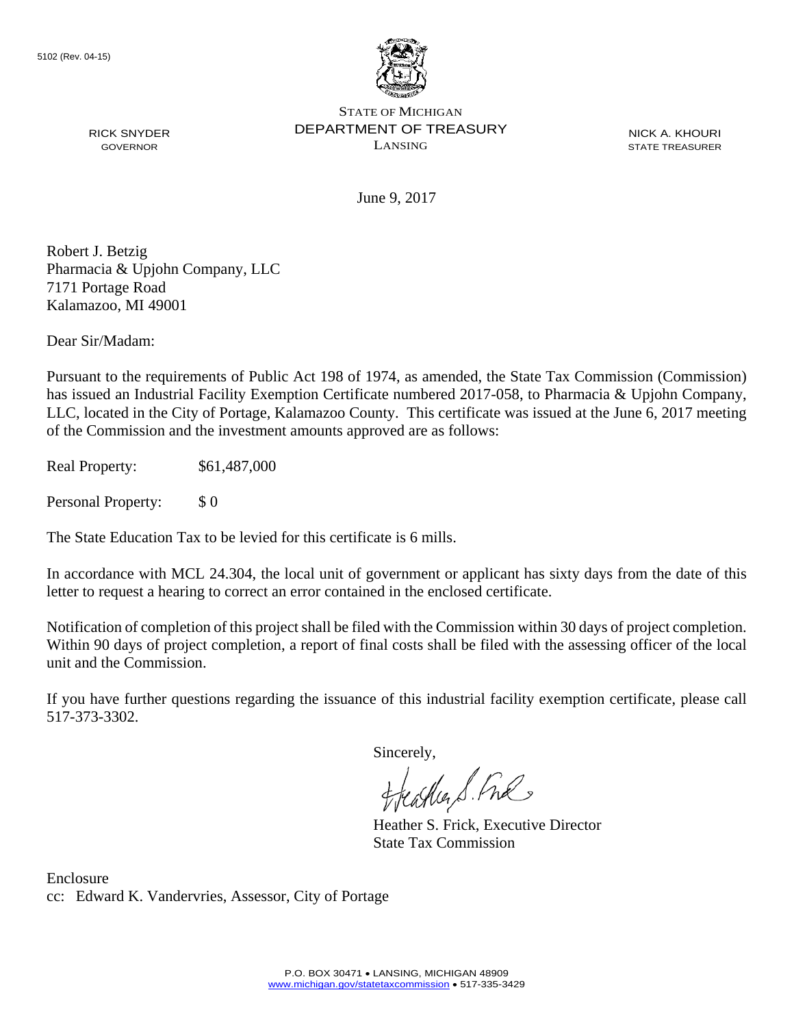5102 (Rev. 04-15)

STATE OF MICHIGAN
DEPARTMENT OF TREASURY
LANSING

RICK SNYDER
GOVERNOR

NICK A. KHOURI
STATE TREASURER

June 9, 2017

Robert J. Betzig
Pharmacia & Upjohn Company, LLC
7171 Portage Road
Kalamazoo, MI 49001

Dear Sir/Madam:

Pursuant to the requirements of Public Act 198 of 1974, as amended, the State Tax Commission (Commission) has issued an Industrial Facility Exemption Certificate numbered 2017-058, to Pharmacia & Upjohn Company, LLC, located in the City of Portage, Kalamazoo County. This certificate was issued at the June 6, 2017 meeting of the Commission and the investment amounts approved are as follows:

Real Property: $61,487,000

Personal Property: $ 0

The State Education Tax to be levied for this certificate is 6 mills.

In accordance with MCL 24.304, the local unit of government or applicant has sixty days from the date of this letter to request a hearing to correct an error contained in the enclosed certificate.

Notification of completion of this project shall be filed with the Commission within 30 days of project completion. Within 90 days of project completion, a report of final costs shall be filed with the assessing officer of the local unit and the Commission.

If you have further questions regarding the issuance of this industrial facility exemption certificate, please call 517-373-3302.

Sincerely,

Heather S. Frick, Executive Director
State Tax Commission

Enclosure
cc: Edward K. Vandervries, Assessor, City of Portage

P.O. BOX 30471 • LANSING, MICHIGAN 48909
www.michigan.gov/statetaxcommission • 517-335-3429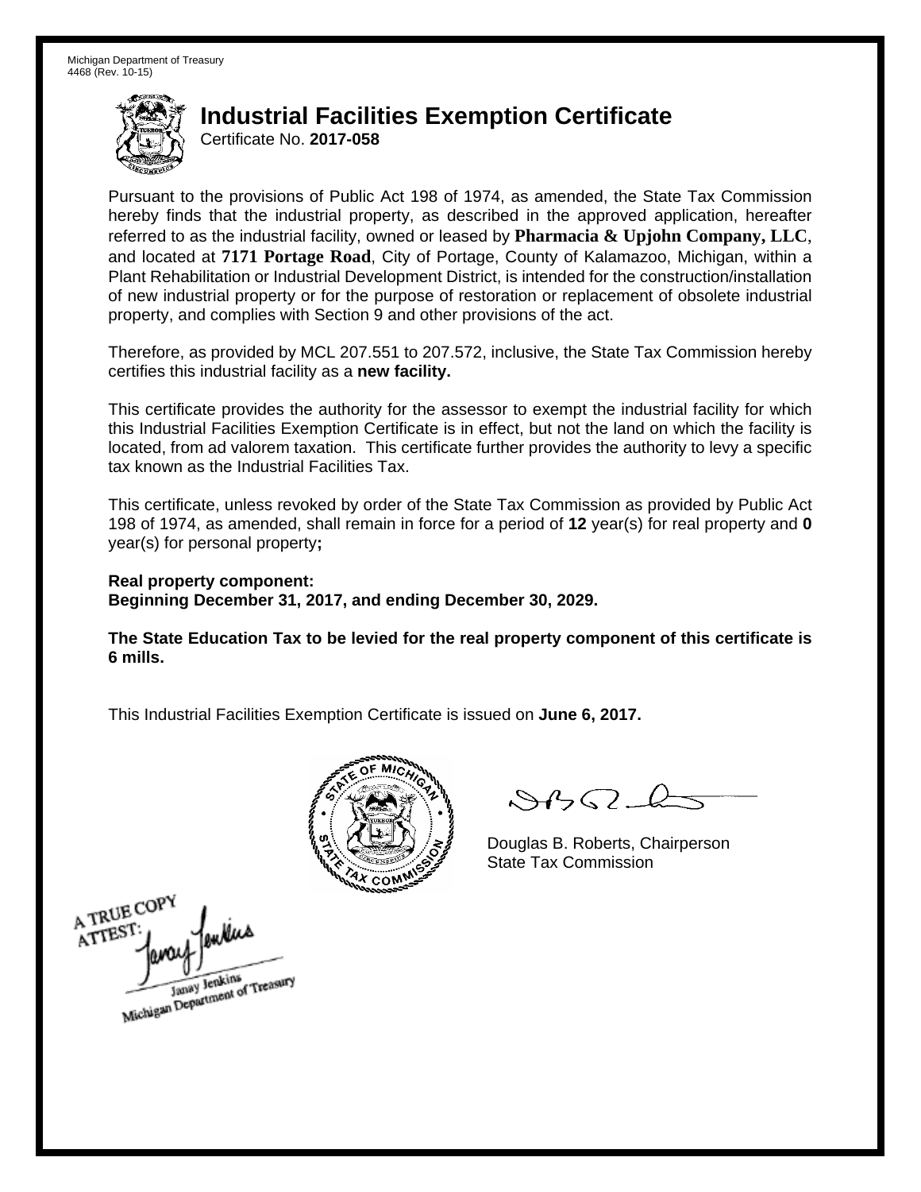Michigan Department of Treasury
4468 (Rev. 10-15)

# Industrial Facilities Exemption Certificate

Certificate No. **2017-058**

Pursuant to the provisions of Public Act 198 of 1974, as amended, the State Tax Commission hereby finds that the industrial property, as described in the approved application, hereafter referred to as the industrial facility, owned or leased by **Pharmacia & Upjohn Company, LLC**, and located at **7171 Portage Road**, City of Portage, County of Kalamazoo, Michigan, within a Plant Rehabilitation or Industrial Development District, is intended for the construction/installation of new industrial property or for the purpose of restoration or replacement of obsolete industrial property, and complies with Section 9 and other provisions of the act.

Therefore, as provided by MCL 207.551 to 207.572, inclusive, the State Tax Commission hereby certifies this industrial facility as a **new facility.**

This certificate provides the authority for the assessor to exempt the industrial facility for which this Industrial Facilities Exemption Certificate is in effect, but not the land on which the facility is located, from ad valorem taxation. This certificate further provides the authority to levy a specific tax known as the Industrial Facilities Tax.

This certificate, unless revoked by order of the State Tax Commission as provided by Public Act 198 of 1974, as amended, shall remain in force for a period of **12** year(s) for real property and **0** year(s) for personal property**;**

**Real property component:**
**Beginning December 31, 2017, and ending December 30, 2029.**

**The State Education Tax to be levied for the real property component of this certificate is 6 mills.**

This Industrial Facilities Exemption Certificate is issued on **June 6, 2017.**

Douglas B. Roberts, Chairperson
State Tax Commission

A TRUE COPY
ATTEST:
Janay Jenkins
Michigan Department of Treasury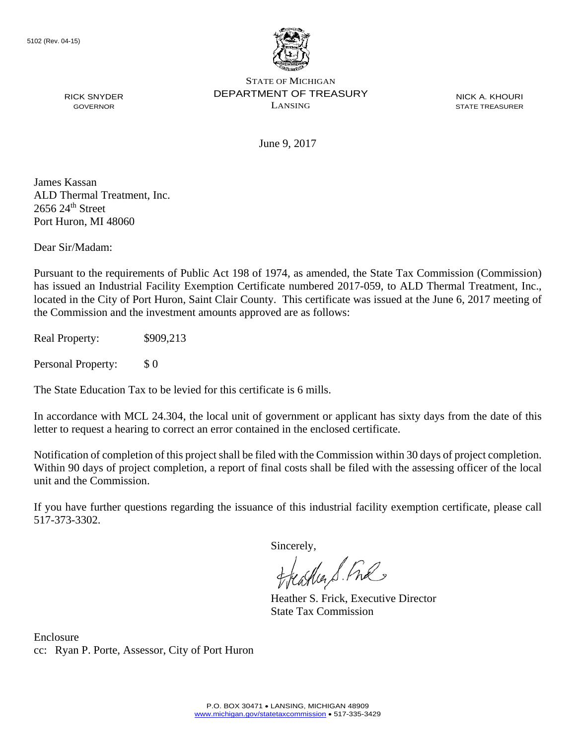5102 (Rev. 04-15)

STATE OF MICHIGAN
DEPARTMENT OF TREASURY
LANSING

RICK SNYDER
GOVERNOR

NICK A. KHOURI
STATE TREASURER

June 9, 2017

James Kassan
ALD Thermal Treatment, Inc.
2656 24th Street
Port Huron, MI 48060

Dear Sir/Madam:

Pursuant to the requirements of Public Act 198 of 1974, as amended, the State Tax Commission (Commission) has issued an Industrial Facility Exemption Certificate numbered 2017-059, to ALD Thermal Treatment, Inc., located in the City of Port Huron, Saint Clair County. This certificate was issued at the June 6, 2017 meeting of the Commission and the investment amounts approved are as follows:

Real Property: $909,213

Personal Property: $ 0

The State Education Tax to be levied for this certificate is 6 mills.

In accordance with MCL 24.304, the local unit of government or applicant has sixty days from the date of this letter to request a hearing to correct an error contained in the enclosed certificate.

Notification of completion of this project shall be filed with the Commission within 30 days of project completion. Within 90 days of project completion, a report of final costs shall be filed with the assessing officer of the local unit and the Commission.

If you have further questions regarding the issuance of this industrial facility exemption certificate, please call 517-373-3302.

Sincerely,

Heather S. Frick, Executive Director
State Tax Commission

Enclosure
cc: Ryan P. Porte, Assessor, City of Port Huron

P.O. BOX 30471 • LANSING, MICHIGAN 48909
www.michigan.gov/statetaxcommission • 517-335-3429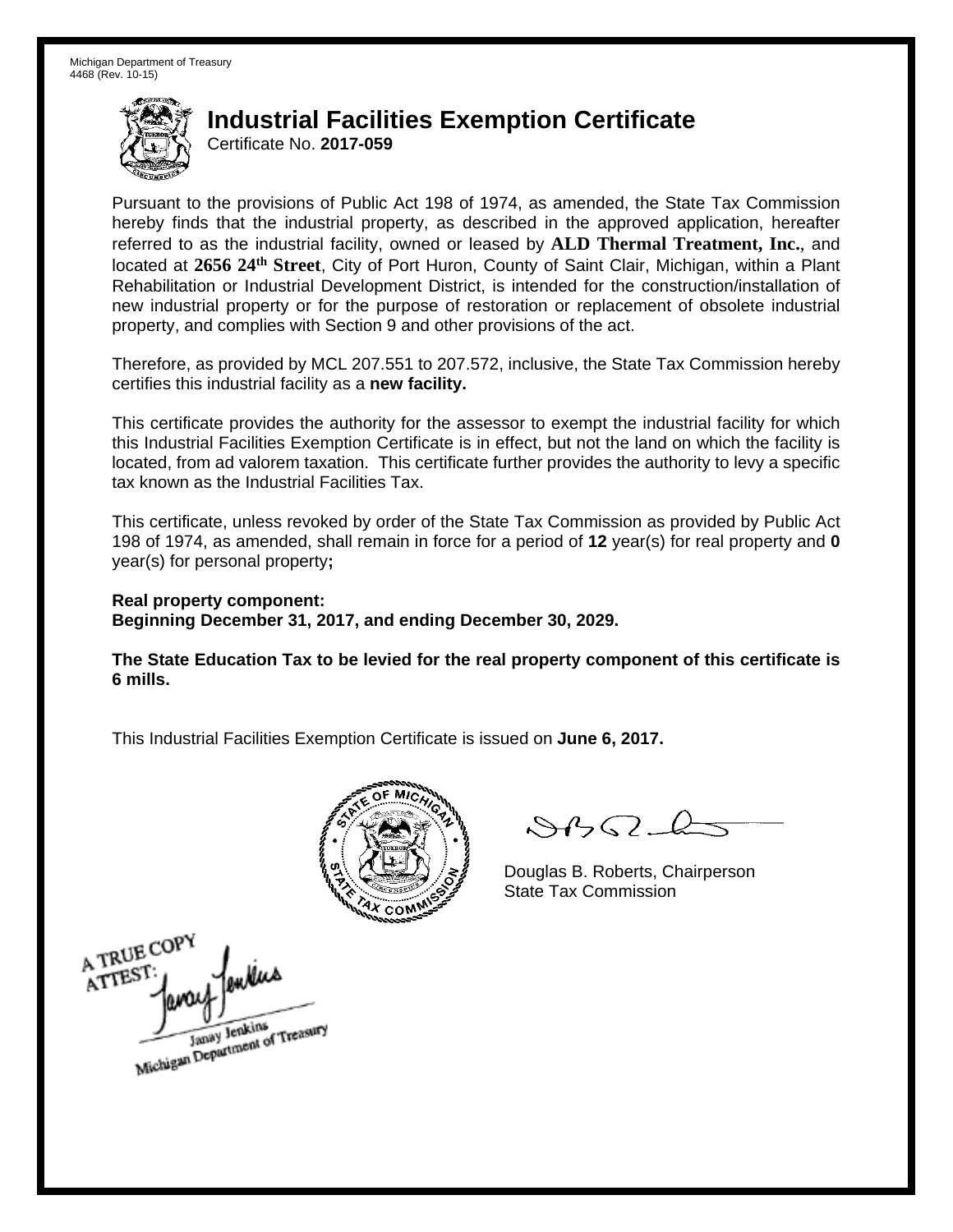Michigan Department of Treasury
4468 (Rev. 10-15)

# Industrial Facilities Exemption Certificate

Certificate No. **2017-059**

Pursuant to the provisions of Public Act 198 of 1974, as amended, the State Tax Commission hereby finds that the industrial property, as described in the approved application, hereafter referred to as the industrial facility, owned or leased by **ALD Thermal Treatment, Inc.**, and located at **2656 24th Street**, City of Port Huron, County of Saint Clair, Michigan, within a Plant Rehabilitation or Industrial Development District, is intended for the construction/installation of new industrial property or for the purpose of restoration or replacement of obsolete industrial property, and complies with Section 9 and other provisions of the act.

Therefore, as provided by MCL 207.551 to 207.572, inclusive, the State Tax Commission hereby certifies this industrial facility as a **new facility.**

This certificate provides the authority for the assessor to exempt the industrial facility for which this Industrial Facilities Exemption Certificate is in effect, but not the land on which the facility is located, from ad valorem taxation. This certificate further provides the authority to levy a specific tax known as the Industrial Facilities Tax.

This certificate, unless revoked by order of the State Tax Commission as provided by Public Act 198 of 1974, as amended, shall remain in force for a period of **12** year(s) for real property and **0** year(s) for personal property**;**

**Real property component:**
**Beginning December 31, 2017, and ending December 30, 2029.**

**The State Education Tax to be levied for the real property component of this certificate is 6 mills.**

This Industrial Facilities Exemption Certificate is issued on **June 6, 2017.**

Douglas B. Roberts, Chairperson
State Tax Commission

A TRUE COPY
ATTEST:
Janay Jenkins
Michigan Department of Treasury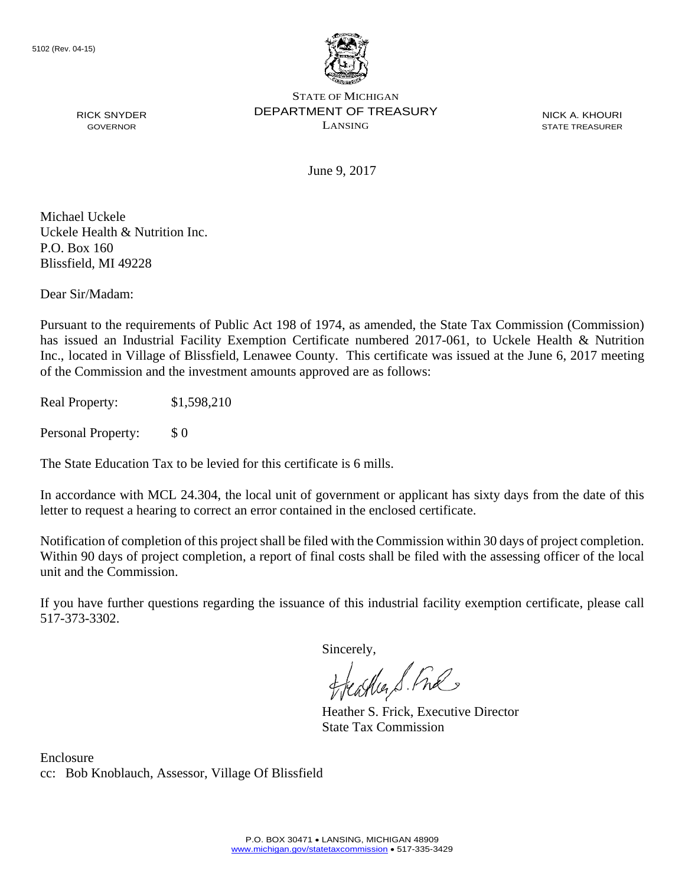5102 (Rev. 04-15)

STATE OF MICHIGAN
DEPARTMENT OF TREASURY
LANSING

RICK SNYDER
GOVERNOR

NICK A. KHOURI
STATE TREASURER

June 9, 2017

Michael Uckele
Uckele Health & Nutrition Inc.
P.O. Box 160
Blissfield, MI 49228

Dear Sir/Madam:

Pursuant to the requirements of Public Act 198 of 1974, as amended, the State Tax Commission (Commission) has issued an Industrial Facility Exemption Certificate numbered 2017-061, to Uckele Health & Nutrition Inc., located in Village of Blissfield, Lenawee County. This certificate was issued at the June 6, 2017 meeting of the Commission and the investment amounts approved are as follows:

Real Property: $1,598,210

Personal Property: $ 0

The State Education Tax to be levied for this certificate is 6 mills.

In accordance with MCL 24.304, the local unit of government or applicant has sixty days from the date of this letter to request a hearing to correct an error contained in the enclosed certificate.

Notification of completion of this project shall be filed with the Commission within 30 days of project completion. Within 90 days of project completion, a report of final costs shall be filed with the assessing officer of the local unit and the Commission.

If you have further questions regarding the issuance of this industrial facility exemption certificate, please call 517-373-3302.

Sincerely,

Heather S. Frick, Executive Director
State Tax Commission

Enclosure
cc: Bob Knoblauch, Assessor, Village Of Blissfield

P.O. BOX 30471 • LANSING, MICHIGAN 48909
www.michigan.gov/statetaxcommission • 517-335-3429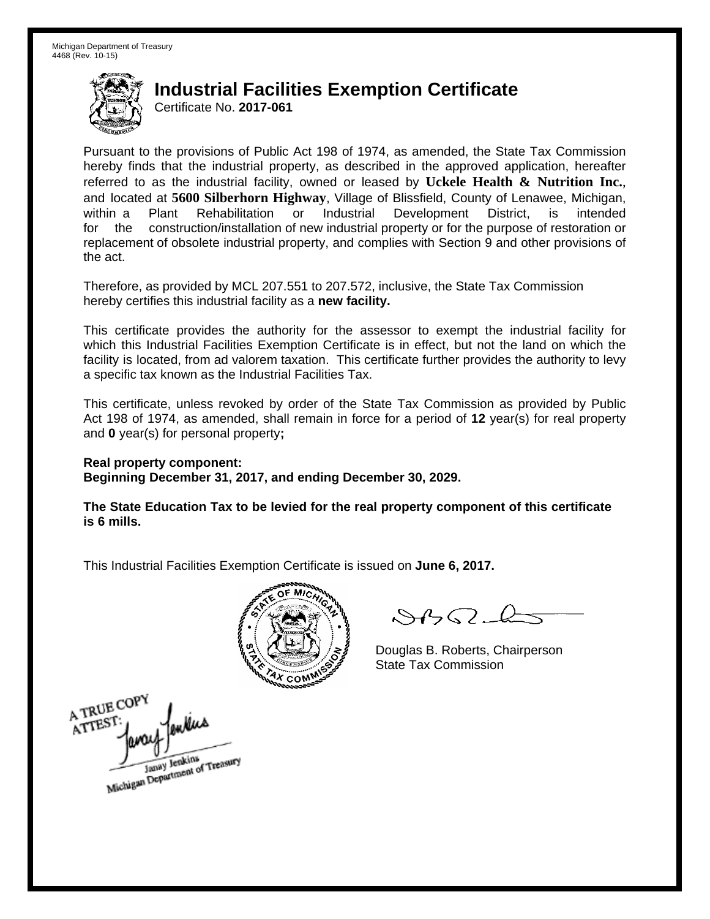Michigan Department of Treasury
4468 (Rev. 10-15)

# Industrial Facilities Exemption Certificate

Certificate No. **2017-061**

Pursuant to the provisions of Public Act 198 of 1974, as amended, the State Tax Commission hereby finds that the industrial property, as described in the approved application, hereafter referred to as the industrial facility, owned or leased by **Uckele Health & Nutrition Inc.**, and located at **5600 Silberhorn Highway**, Village of Blissfield, County of Lenawee, Michigan, within a Plant Rehabilitation or Industrial Development District, is intended for the construction/installation of new industrial property or for the purpose of restoration or replacement of obsolete industrial property, and complies with Section 9 and other provisions of the act.

Therefore, as provided by MCL 207.551 to 207.572, inclusive, the State Tax Commission hereby certifies this industrial facility as a **new facility.**

This certificate provides the authority for the assessor to exempt the industrial facility for which this Industrial Facilities Exemption Certificate is in effect, but not the land on which the facility is located, from ad valorem taxation. This certificate further provides the authority to levy a specific tax known as the Industrial Facilities Tax.

This certificate, unless revoked by order of the State Tax Commission as provided by Public Act 198 of 1974, as amended, shall remain in force for a period of **12** year(s) for real property and **0** year(s) for personal property**;**

**Real property component:**
**Beginning December 31, 2017, and ending December 30, 2029.**

**The State Education Tax to be levied for the real property component of this certificate is 6 mills.**

This Industrial Facilities Exemption Certificate is issued on **June 6, 2017.**

Douglas B. Roberts, Chairperson
State Tax Commission

A TRUE COPY
ATTEST:
Janay Jenkins
Michigan Department of Treasury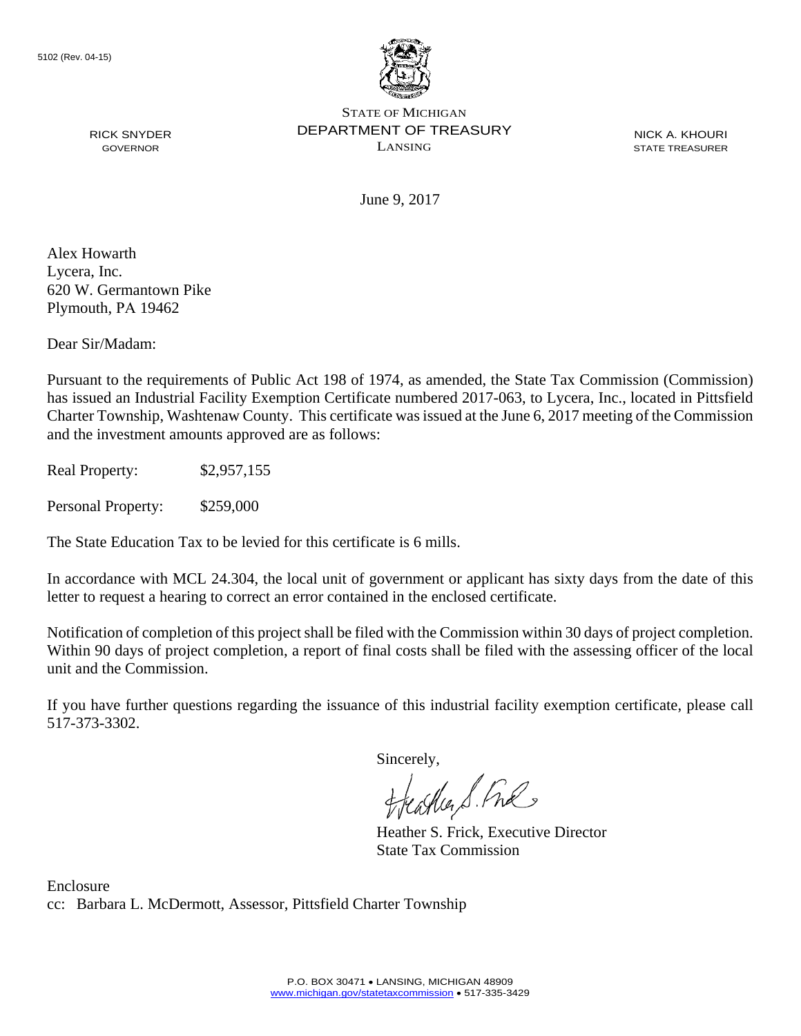5102 (Rev. 04-15)

STATE OF MICHIGAN
DEPARTMENT OF TREASURY
LANSING

RICK SNYDER
GOVERNOR

NICK A. KHOURI
STATE TREASURER

June 9, 2017

Alex Howarth
Lycera, Inc.
620 W. Germantown Pike
Plymouth, PA 19462

Dear Sir/Madam:

Pursuant to the requirements of Public Act 198 of 1974, as amended, the State Tax Commission (Commission) has issued an Industrial Facility Exemption Certificate numbered 2017-063, to Lycera, Inc., located in Pittsfield Charter Township, Washtenaw County. This certificate was issued at the June 6, 2017 meeting of the Commission and the investment amounts approved are as follows:

Real Property: $2,957,155

Personal Property: $259,000

The State Education Tax to be levied for this certificate is 6 mills.

In accordance with MCL 24.304, the local unit of government or applicant has sixty days from the date of this letter to request a hearing to correct an error contained in the enclosed certificate.

Notification of completion of this project shall be filed with the Commission within 30 days of project completion. Within 90 days of project completion, a report of final costs shall be filed with the assessing officer of the local unit and the Commission.

If you have further questions regarding the issuance of this industrial facility exemption certificate, please call 517-373-3302.

Sincerely,

Heather S. Frick, Executive Director
State Tax Commission

Enclosure
cc: Barbara L. McDermott, Assessor, Pittsfield Charter Township

P.O. BOX 30471 • LANSING, MICHIGAN 48909
www.michigan.gov/statetaxcommission • 517-335-3429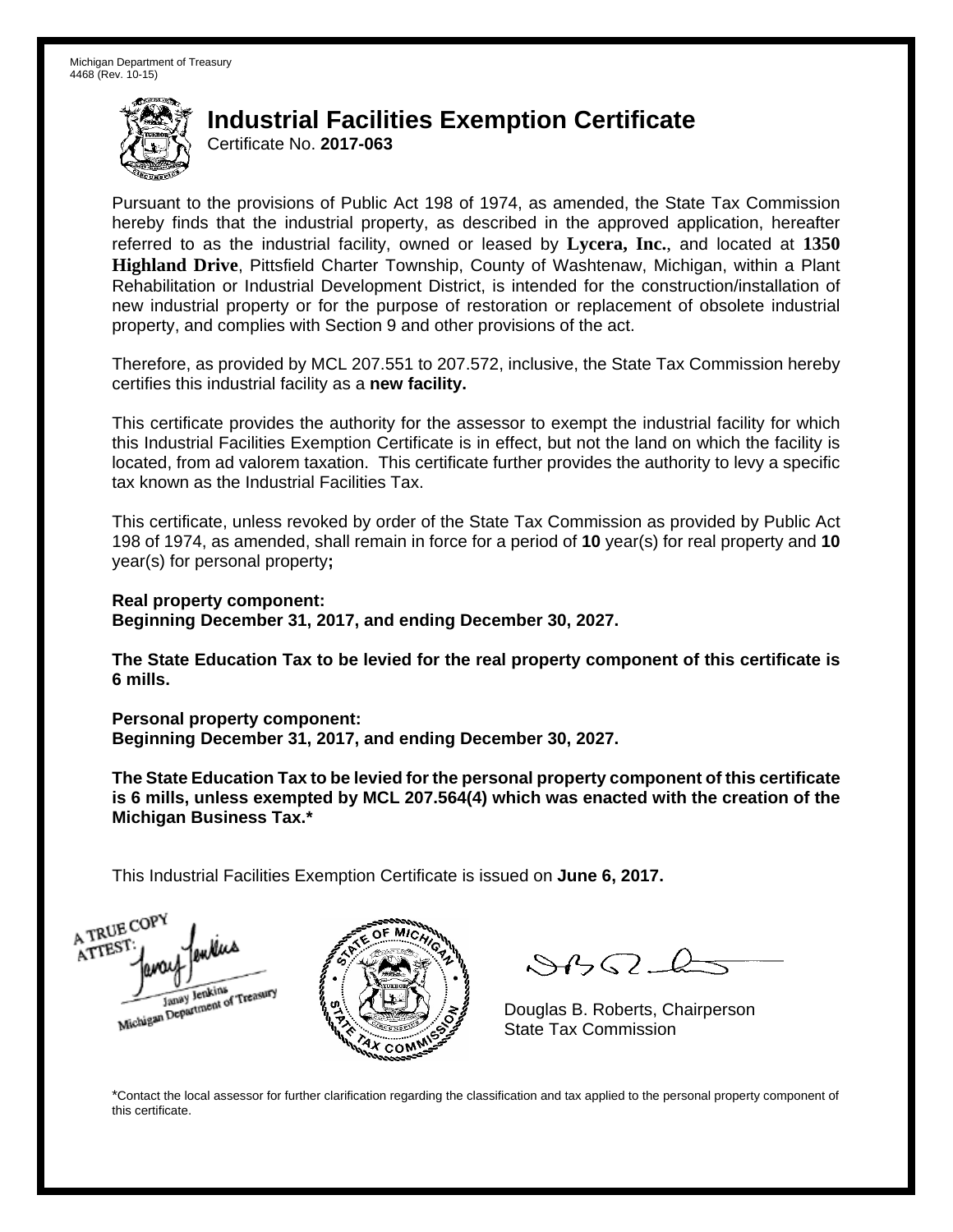Michigan Department of Treasury
4468 (Rev. 10-15)

# Industrial Facilities Exemption Certificate

Certificate No. **2017-063**

Pursuant to the provisions of Public Act 198 of 1974, as amended, the State Tax Commission hereby finds that the industrial property, as described in the approved application, hereafter referred to as the industrial facility, owned or leased by **Lycera, Inc.**, and located at **1350 Highland Drive**, Pittsfield Charter Township, County of Washtenaw, Michigan, within a Plant Rehabilitation or Industrial Development District, is intended for the construction/installation of new industrial property or for the purpose of restoration or replacement of obsolete industrial property, and complies with Section 9 and other provisions of the act.

Therefore, as provided by MCL 207.551 to 207.572, inclusive, the State Tax Commission hereby certifies this industrial facility as a **new facility.**

This certificate provides the authority for the assessor to exempt the industrial facility for which this Industrial Facilities Exemption Certificate is in effect, but not the land on which the facility is located, from ad valorem taxation. This certificate further provides the authority to levy a specific tax known as the Industrial Facilities Tax.

This certificate, unless revoked by order of the State Tax Commission as provided by Public Act 198 of 1974, as amended, shall remain in force for a period of **10** year(s) for real property and **10** year(s) for personal property**;**

**Real property component:**
**Beginning December 31, 2017, and ending December 30, 2027.**

**The State Education Tax to be levied for the real property component of this certificate is 6 mills.**

**Personal property component:**
**Beginning December 31, 2017, and ending December 30, 2027.**

**The State Education Tax to be levied for the personal property component of this certificate is 6 mills, unless exempted by MCL 207.564(4) which was enacted with the creation of the Michigan Business Tax.***

This Industrial Facilities Exemption Certificate is issued on **June 6, 2017.**

A TRUE COPY
ATTEST:
Janay Jenkins
Michigan Department of Treasury

Douglas B. Roberts, Chairperson
State Tax Commission

*Contact the local assessor for further clarification regarding the classification and tax applied to the personal property component of this certificate.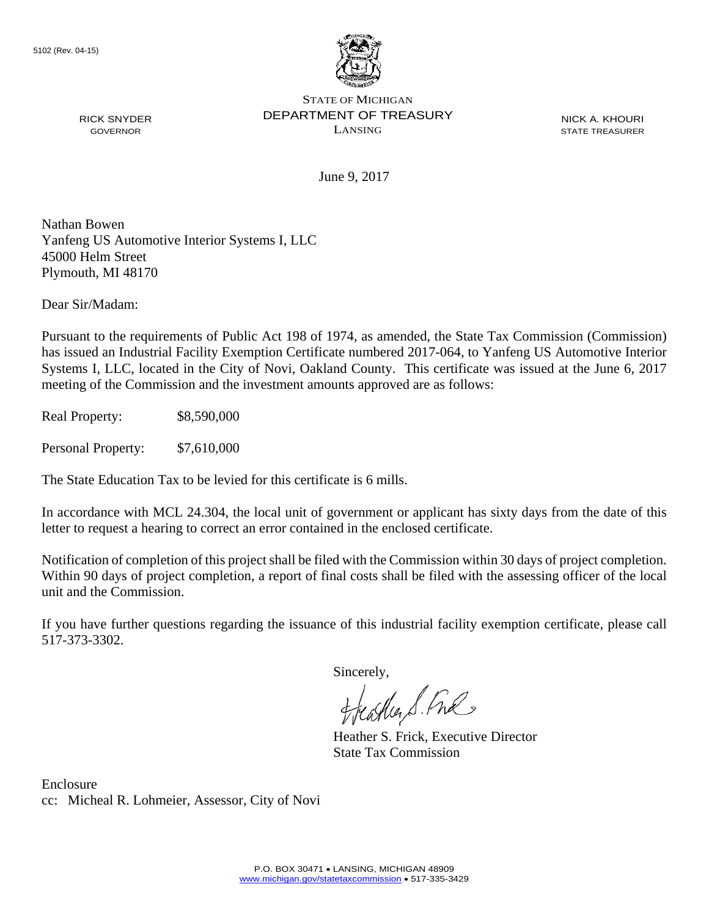5102 (Rev. 04-15)

STATE OF MICHIGAN
DEPARTMENT OF TREASURY
LANSING

RICK SNYDER
GOVERNOR

NICK A. KHOURI
STATE TREASURER

June 9, 2017

Nathan Bowen
Yanfeng US Automotive Interior Systems I, LLC
45000 Helm Street
Plymouth, MI 48170

Dear Sir/Madam:

Pursuant to the requirements of Public Act 198 of 1974, as amended, the State Tax Commission (Commission) has issued an Industrial Facility Exemption Certificate numbered 2017-064, to Yanfeng US Automotive Interior Systems I, LLC, located in the City of Novi, Oakland County. This certificate was issued at the June 6, 2017 meeting of the Commission and the investment amounts approved are as follows:

Real Property: $8,590,000

Personal Property: $7,610,000

The State Education Tax to be levied for this certificate is 6 mills.

In accordance with MCL 24.304, the local unit of government or applicant has sixty days from the date of this letter to request a hearing to correct an error contained in the enclosed certificate.

Notification of completion of this project shall be filed with the Commission within 30 days of project completion. Within 90 days of project completion, a report of final costs shall be filed with the assessing officer of the local unit and the Commission.

If you have further questions regarding the issuance of this industrial facility exemption certificate, please call 517-373-3302.

Sincerely,

Heather S. Frick, Executive Director
State Tax Commission

Enclosure
cc: Micheal R. Lohmeier, Assessor, City of Novi

P.O. BOX 30471 • LANSING, MICHIGAN 48909
www.michigan.gov/statetaxcommission • 517-335-3429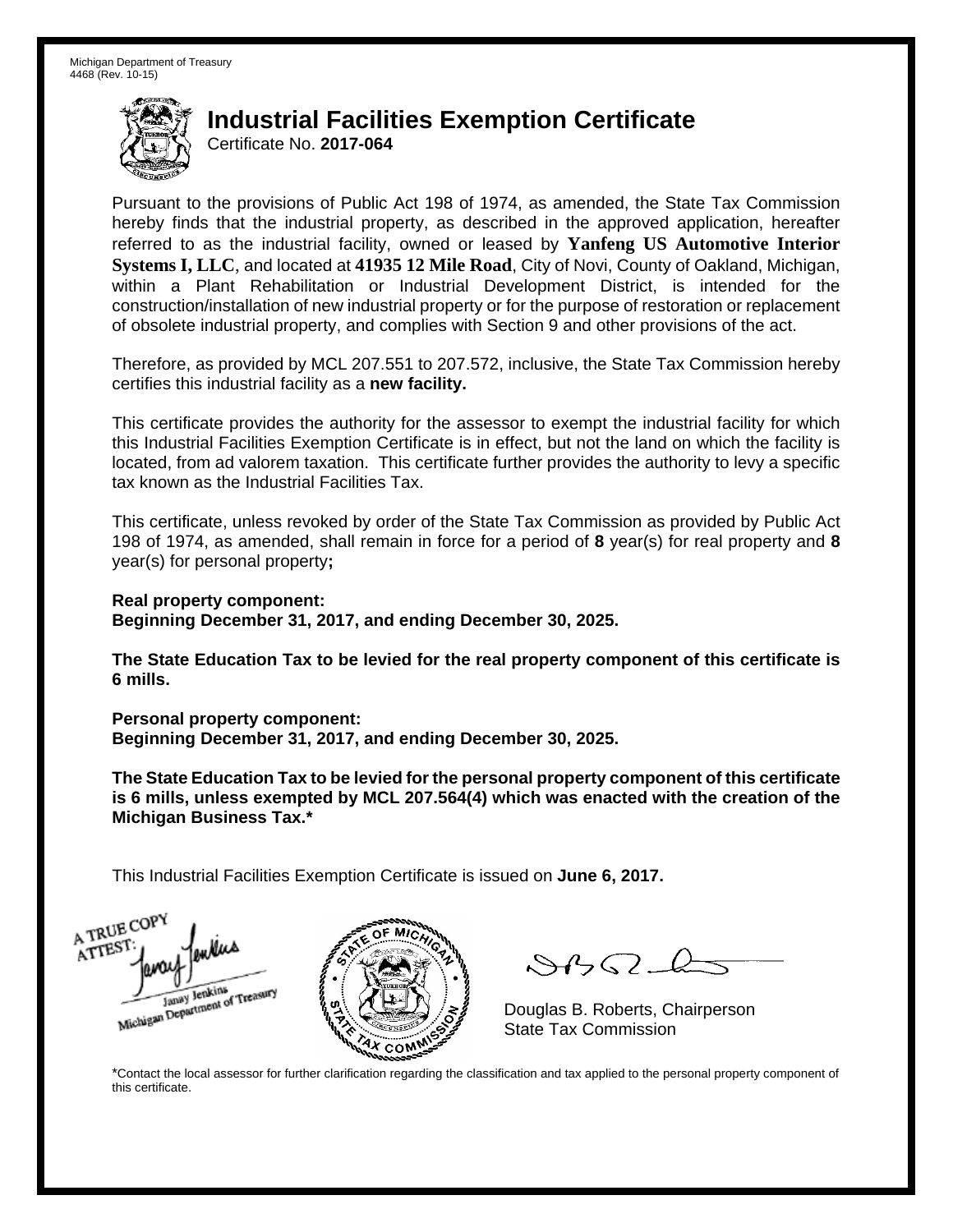Michigan Department of Treasury
4468 (Rev. 10-15)

# Industrial Facilities Exemption Certificate

Certificate No. **2017-064**

Pursuant to the provisions of Public Act 198 of 1974, as amended, the State Tax Commission hereby finds that the industrial property, as described in the approved application, hereafter referred to as the industrial facility, owned or leased by **Yanfeng US Automotive Interior Systems I, LLC**, and located at **41935 12 Mile Road**, City of Novi, County of Oakland, Michigan, within a Plant Rehabilitation or Industrial Development District, is intended for the construction/installation of new industrial property or for the purpose of restoration or replacement of obsolete industrial property, and complies with Section 9 and other provisions of the act.

Therefore, as provided by MCL 207.551 to 207.572, inclusive, the State Tax Commission hereby certifies this industrial facility as a **new facility.**

This certificate provides the authority for the assessor to exempt the industrial facility for which this Industrial Facilities Exemption Certificate is in effect, but not the land on which the facility is located, from ad valorem taxation. This certificate further provides the authority to levy a specific tax known as the Industrial Facilities Tax.

This certificate, unless revoked by order of the State Tax Commission as provided by Public Act 198 of 1974, as amended, shall remain in force for a period of **8** year(s) for real property and **8** year(s) for personal property**;**

**Real property component:**
**Beginning December 31, 2017, and ending December 30, 2025.**

**The State Education Tax to be levied for the real property component of this certificate is 6 mills.**

**Personal property component:**
**Beginning December 31, 2017, and ending December 30, 2025.**

**The State Education Tax to be levied for the personal property component of this certificate is 6 mills, unless exempted by MCL 207.564(4) which was enacted with the creation of the Michigan Business Tax.***

This Industrial Facilities Exemption Certificate is issued on **June 6, 2017.**

A TRUE COPY
ATTEST:
Janay Jenkins
Michigan Department of Treasury

Douglas B. Roberts, Chairperson
State Tax Commission

*Contact the local assessor for further clarification regarding the classification and tax applied to the personal property component of this certificate.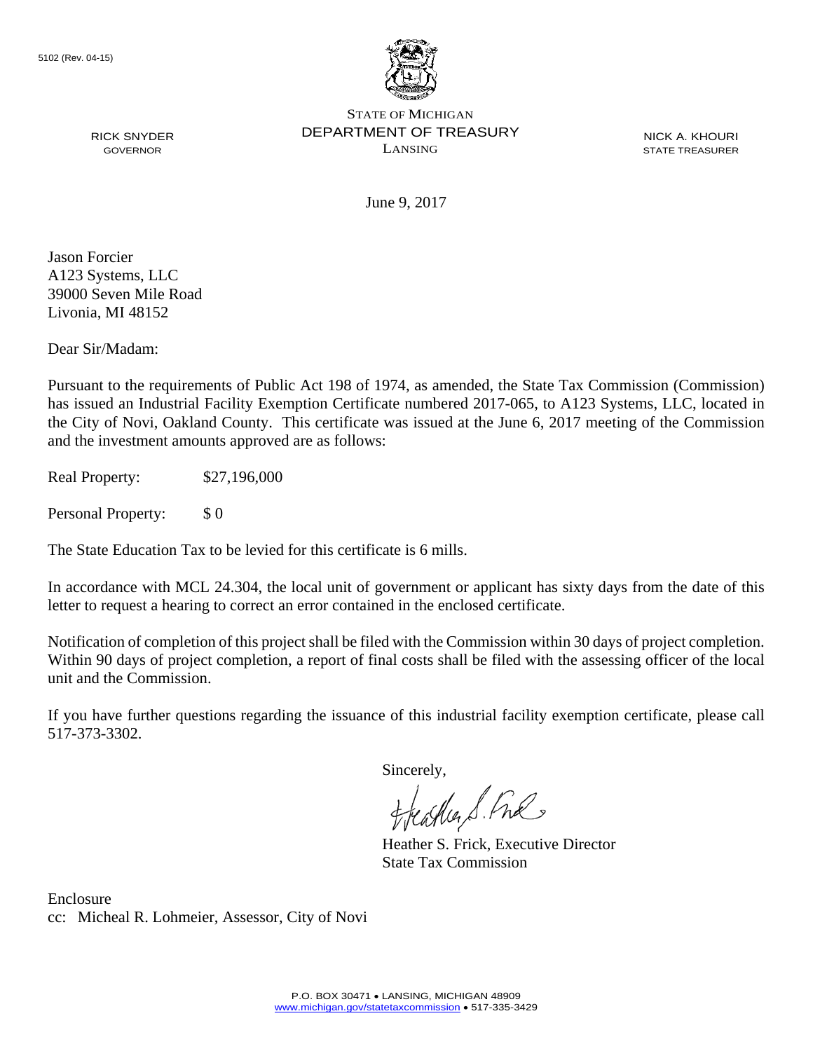5102 (Rev. 04-15)

STATE OF MICHIGAN
DEPARTMENT OF TREASURY
LANSING

RICK SNYDER
GOVERNOR

NICK A. KHOURI
STATE TREASURER

June 9, 2017

Jason Forcier
A123 Systems, LLC
39000 Seven Mile Road
Livonia, MI 48152

Dear Sir/Madam:

Pursuant to the requirements of Public Act 198 of 1974, as amended, the State Tax Commission (Commission) has issued an Industrial Facility Exemption Certificate numbered 2017-065, to A123 Systems, LLC, located in the City of Novi, Oakland County. This certificate was issued at the June 6, 2017 meeting of the Commission and the investment amounts approved are as follows:

Real Property: $27,196,000

Personal Property: $ 0

The State Education Tax to be levied for this certificate is 6 mills.

In accordance with MCL 24.304, the local unit of government or applicant has sixty days from the date of this letter to request a hearing to correct an error contained in the enclosed certificate.

Notification of completion of this project shall be filed with the Commission within 30 days of project completion. Within 90 days of project completion, a report of final costs shall be filed with the assessing officer of the local unit and the Commission.

If you have further questions regarding the issuance of this industrial facility exemption certificate, please call 517-373-3302.

Sincerely,

Heather S. Frick, Executive Director
State Tax Commission

Enclosure
cc: Micheal R. Lohmeier, Assessor, City of Novi

P.O. BOX 30471 • LANSING, MICHIGAN 48909
www.michigan.gov/statetaxcommission • 517-335-3429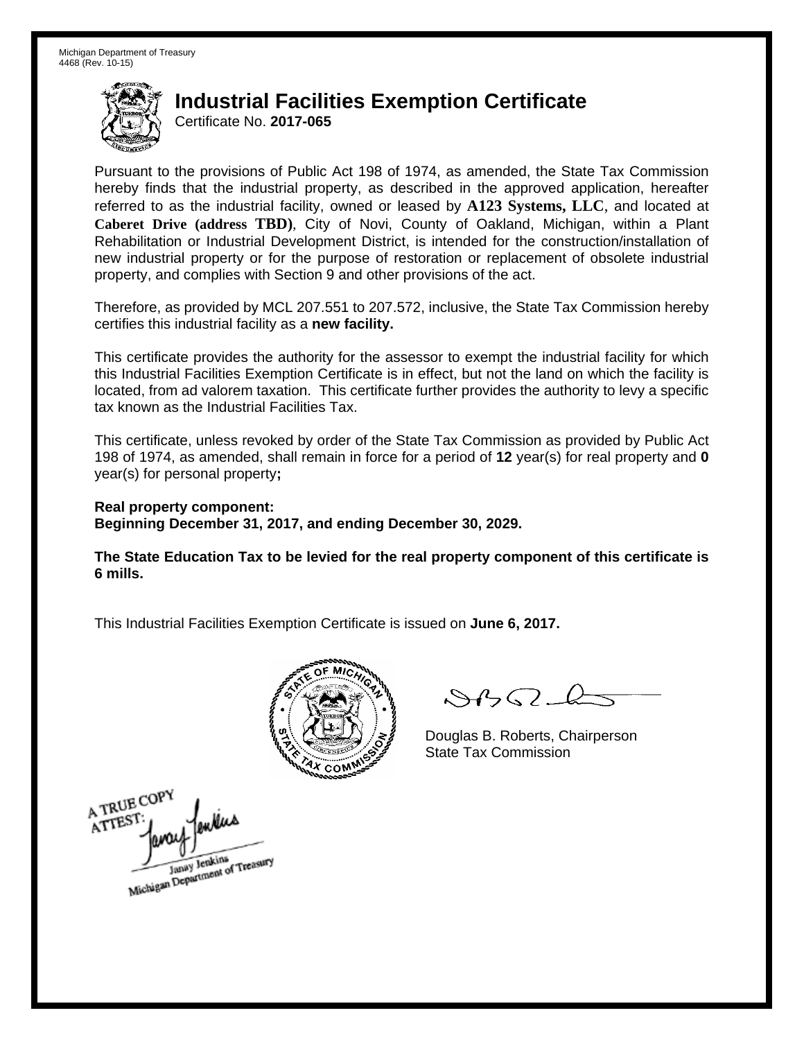Michigan Department of Treasury
4468 (Rev. 10-15)

# Industrial Facilities Exemption Certificate

Certificate No. **2017-065**

Pursuant to the provisions of Public Act 198 of 1974, as amended, the State Tax Commission hereby finds that the industrial property, as described in the approved application, hereafter referred to as the industrial facility, owned or leased by **A123 Systems, LLC**, and located at **Caberet Drive (address TBD)**, City of Novi, County of Oakland, Michigan, within a Plant Rehabilitation or Industrial Development District, is intended for the construction/installation of new industrial property or for the purpose of restoration or replacement of obsolete industrial property, and complies with Section 9 and other provisions of the act.

Therefore, as provided by MCL 207.551 to 207.572, inclusive, the State Tax Commission hereby certifies this industrial facility as a **new facility.**

This certificate provides the authority for the assessor to exempt the industrial facility for which this Industrial Facilities Exemption Certificate is in effect, but not the land on which the facility is located, from ad valorem taxation. This certificate further provides the authority to levy a specific tax known as the Industrial Facilities Tax.

This certificate, unless revoked by order of the State Tax Commission as provided by Public Act 198 of 1974, as amended, shall remain in force for a period of **12** year(s) for real property and **0** year(s) for personal property**;**

**Real property component:**
**Beginning December 31, 2017, and ending December 30, 2029.**

**The State Education Tax to be levied for the real property component of this certificate is 6 mills.**

This Industrial Facilities Exemption Certificate is issued on **June 6, 2017.**

Douglas B. Roberts, Chairperson
State Tax Commission

A TRUE COPY
ATTEST:
Janay Jenkins
Michigan Department of Treasury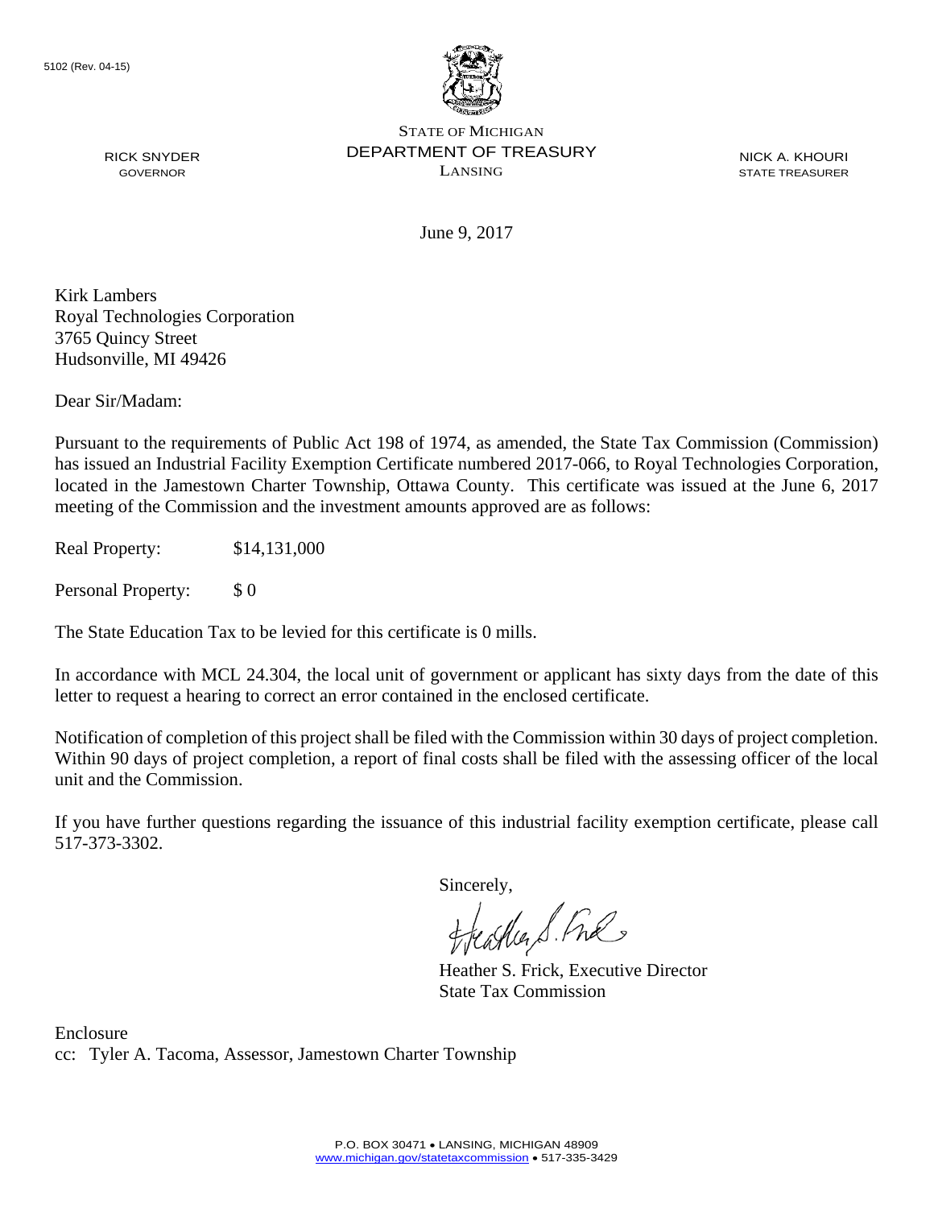5102 (Rev. 04-15)

STATE OF MICHIGAN
DEPARTMENT OF TREASURY
LANSING

RICK SNYDER
GOVERNOR

NICK A. KHOURI
STATE TREASURER

June 9, 2017

Kirk Lambers
Royal Technologies Corporation
3765 Quincy Street
Hudsonville, MI 49426

Dear Sir/Madam:

Pursuant to the requirements of Public Act 198 of 1974, as amended, the State Tax Commission (Commission) has issued an Industrial Facility Exemption Certificate numbered 2017-066, to Royal Technologies Corporation, located in the Jamestown Charter Township, Ottawa County. This certificate was issued at the June 6, 2017 meeting of the Commission and the investment amounts approved are as follows:

Real Property: $14,131,000

Personal Property: $ 0

The State Education Tax to be levied for this certificate is 0 mills.

In accordance with MCL 24.304, the local unit of government or applicant has sixty days from the date of this letter to request a hearing to correct an error contained in the enclosed certificate.

Notification of completion of this project shall be filed with the Commission within 30 days of project completion. Within 90 days of project completion, a report of final costs shall be filed with the assessing officer of the local unit and the Commission.

If you have further questions regarding the issuance of this industrial facility exemption certificate, please call 517-373-3302.

Sincerely,

Heather S. Frick, Executive Director
State Tax Commission

Enclosure
cc: Tyler A. Tacoma, Assessor, Jamestown Charter Township

P.O. BOX 30471 • LANSING, MICHIGAN 48909
www.michigan.gov/statetaxcommission • 517-335-3429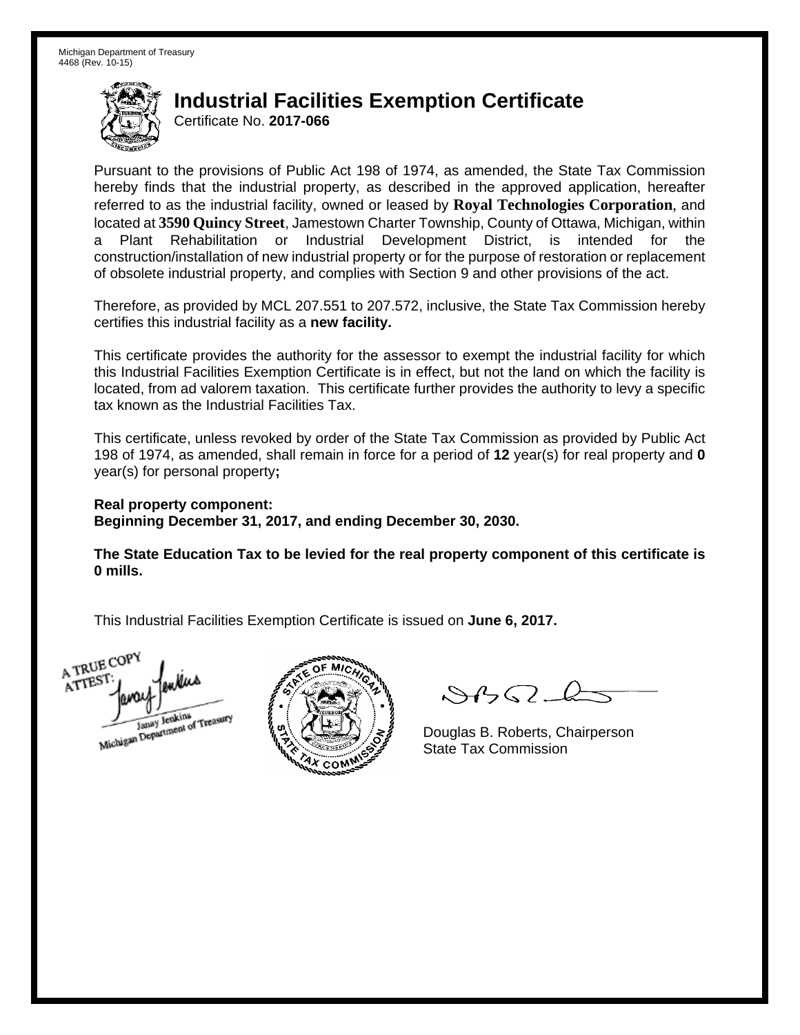Michigan Department of Treasury
4468 (Rev. 10-15)

# Industrial Facilities Exemption Certificate

Certificate No. **2017-066**

Pursuant to the provisions of Public Act 198 of 1974, as amended, the State Tax Commission hereby finds that the industrial property, as described in the approved application, hereafter referred to as the industrial facility, owned or leased by **Royal Technologies Corporation**, and located at **3590 Quincy Street**, Jamestown Charter Township, County of Ottawa, Michigan, within a Plant Rehabilitation or Industrial Development District, is intended for the construction/installation of new industrial property or for the purpose of restoration or replacement of obsolete industrial property, and complies with Section 9 and other provisions of the act.

Therefore, as provided by MCL 207.551 to 207.572, inclusive, the State Tax Commission hereby certifies this industrial facility as a **new facility.**

This certificate provides the authority for the assessor to exempt the industrial facility for which this Industrial Facilities Exemption Certificate is in effect, but not the land on which the facility is located, from ad valorem taxation. This certificate further provides the authority to levy a specific tax known as the Industrial Facilities Tax.

This certificate, unless revoked by order of the State Tax Commission as provided by Public Act 198 of 1974, as amended, shall remain in force for a period of **12** year(s) for real property and **0** year(s) for personal property**;**

**Real property component:**
**Beginning December 31, 2017, and ending December 30, 2030.**

**The State Education Tax to be levied for the real property component of this certificate is 0 mills.**

This Industrial Facilities Exemption Certificate is issued on **June 6, 2017.**

A TRUE COPY
ATTEST:
Janay Jenkins
Michigan Department of Treasury

Douglas B. Roberts, Chairperson
State Tax Commission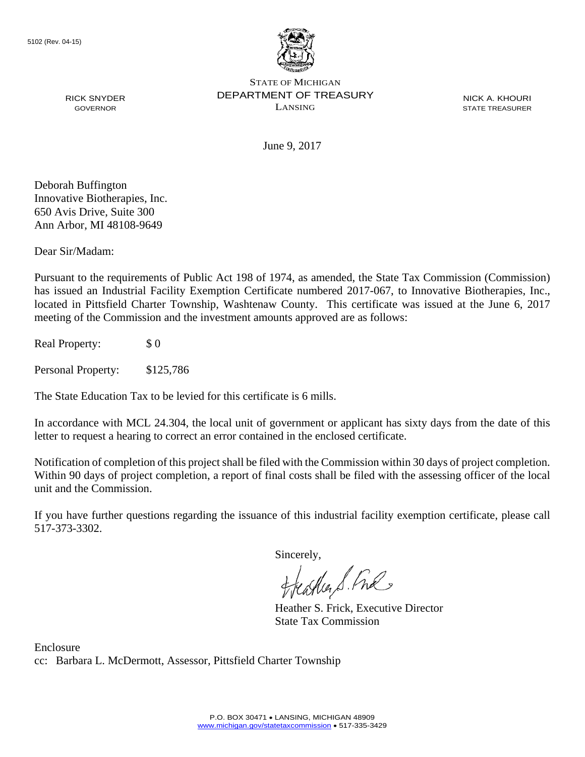5102 (Rev. 04-15)

STATE OF MICHIGAN
DEPARTMENT OF TREASURY
LANSING

RICK SNYDER
GOVERNOR

NICK A. KHOURI
STATE TREASURER

June 9, 2017

Deborah Buffington
Innovative Biotherapies, Inc.
650 Avis Drive, Suite 300
Ann Arbor, MI 48108-9649

Dear Sir/Madam:

Pursuant to the requirements of Public Act 198 of 1974, as amended, the State Tax Commission (Commission) has issued an Industrial Facility Exemption Certificate numbered 2017-067, to Innovative Biotherapies, Inc., located in Pittsfield Charter Township, Washtenaw County. This certificate was issued at the June 6, 2017 meeting of the Commission and the investment amounts approved are as follows:

Real Property: $ 0

Personal Property: $125,786

The State Education Tax to be levied for this certificate is 6 mills.

In accordance with MCL 24.304, the local unit of government or applicant has sixty days from the date of this letter to request a hearing to correct an error contained in the enclosed certificate.

Notification of completion of this project shall be filed with the Commission within 30 days of project completion. Within 90 days of project completion, a report of final costs shall be filed with the assessing officer of the local unit and the Commission.

If you have further questions regarding the issuance of this industrial facility exemption certificate, please call 517-373-3302.

Sincerely,

Heather S. Frick, Executive Director
State Tax Commission

Enclosure
cc: Barbara L. McDermott, Assessor, Pittsfield Charter Township

P.O. BOX 30471 • LANSING, MICHIGAN 48909
www.michigan.gov/statetaxcommission • 517-335-3429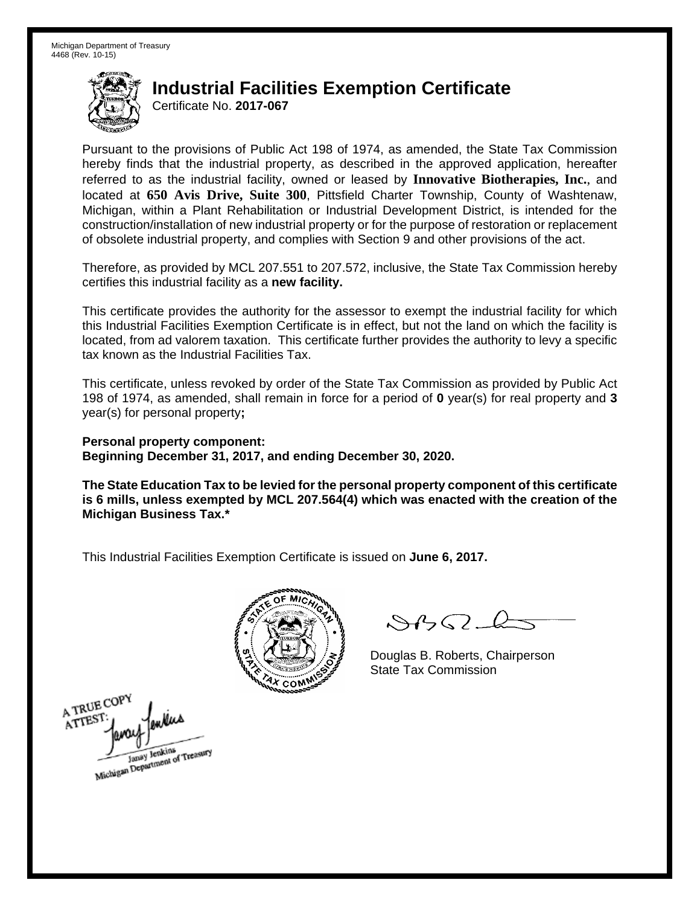Michigan Department of Treasury
4468 (Rev. 10-15)

# Industrial Facilities Exemption Certificate

Certificate No. **2017-067**

Pursuant to the provisions of Public Act 198 of 1974, as amended, the State Tax Commission hereby finds that the industrial property, as described in the approved application, hereafter referred to as the industrial facility, owned or leased by **Innovative Biotherapies, Inc.**, and located at **650 Avis Drive, Suite 300**, Pittsfield Charter Township, County of Washtenaw, Michigan, within a Plant Rehabilitation or Industrial Development District, is intended for the construction/installation of new industrial property or for the purpose of restoration or replacement of obsolete industrial property, and complies with Section 9 and other provisions of the act.

Therefore, as provided by MCL 207.551 to 207.572, inclusive, the State Tax Commission hereby certifies this industrial facility as a **new facility.**

This certificate provides the authority for the assessor to exempt the industrial facility for which this Industrial Facilities Exemption Certificate is in effect, but not the land on which the facility is located, from ad valorem taxation. This certificate further provides the authority to levy a specific tax known as the Industrial Facilities Tax.

This certificate, unless revoked by order of the State Tax Commission as provided by Public Act 198 of 1974, as amended, shall remain in force for a period of **0** year(s) for real property and **3** year(s) for personal property**;**

**Personal property component:**
**Beginning December 31, 2017, and ending December 30, 2020.**

**The State Education Tax to be levied for the personal property component of this certificate is 6 mills, unless exempted by MCL 207.564(4) which was enacted with the creation of the Michigan Business Tax.***

This Industrial Facilities Exemption Certificate is issued on **June 6, 2017.**

Douglas B. Roberts, Chairperson
State Tax Commission

A TRUE COPY
ATTEST:
Janay Jenkins
Michigan Department of Treasury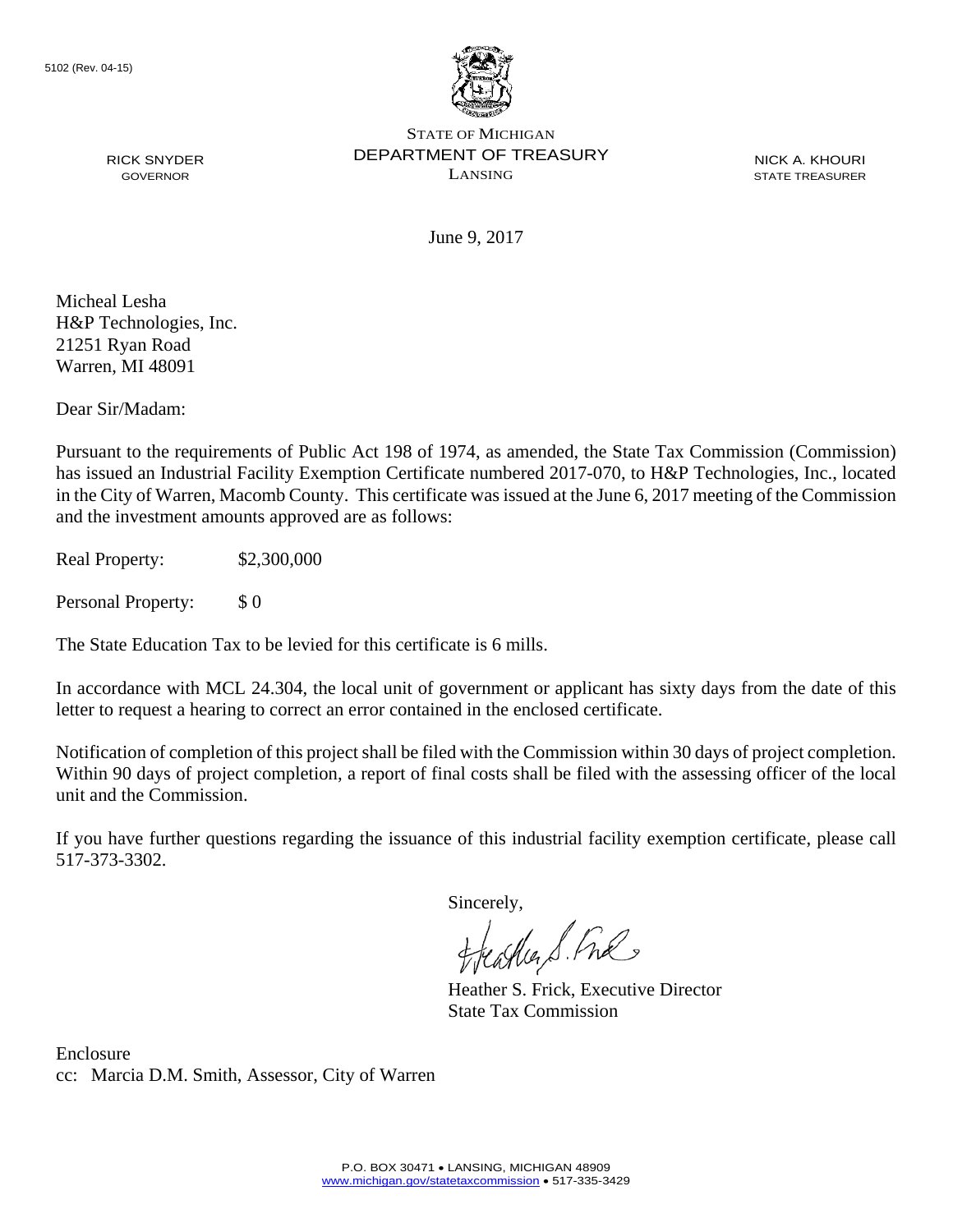5102 (Rev. 04-15)

RICK SNYDER
GOVERNOR

STATE OF MICHIGAN
DEPARTMENT OF TREASURY
LANSING

NICK A. KHOURI
STATE TREASURER

June 9, 2017

Micheal Lesha
H&P Technologies, Inc.
21251 Ryan Road
Warren, MI 48091

Dear Sir/Madam:

Pursuant to the requirements of Public Act 198 of 1974, as amended, the State Tax Commission (Commission) has issued an Industrial Facility Exemption Certificate numbered 2017-070, to H&P Technologies, Inc., located in the City of Warren, Macomb County. This certificate was issued at the June 6, 2017 meeting of the Commission and the investment amounts approved are as follows:

Real Property: $2,300,000

Personal Property: $ 0

The State Education Tax to be levied for this certificate is 6 mills.

In accordance with MCL 24.304, the local unit of government or applicant has sixty days from the date of this letter to request a hearing to correct an error contained in the enclosed certificate.

Notification of completion of this project shall be filed with the Commission within 30 days of project completion. Within 90 days of project completion, a report of final costs shall be filed with the assessing officer of the local unit and the Commission.

If you have further questions regarding the issuance of this industrial facility exemption certificate, please call 517-373-3302.

Sincerely,

Heather S. Frick, Executive Director
State Tax Commission

Enclosure
cc: Marcia D.M. Smith, Assessor, City of Warren

P.O. BOX 30471 • LANSING, MICHIGAN 48909
www.michigan.gov/statetaxcommission • 517-335-3429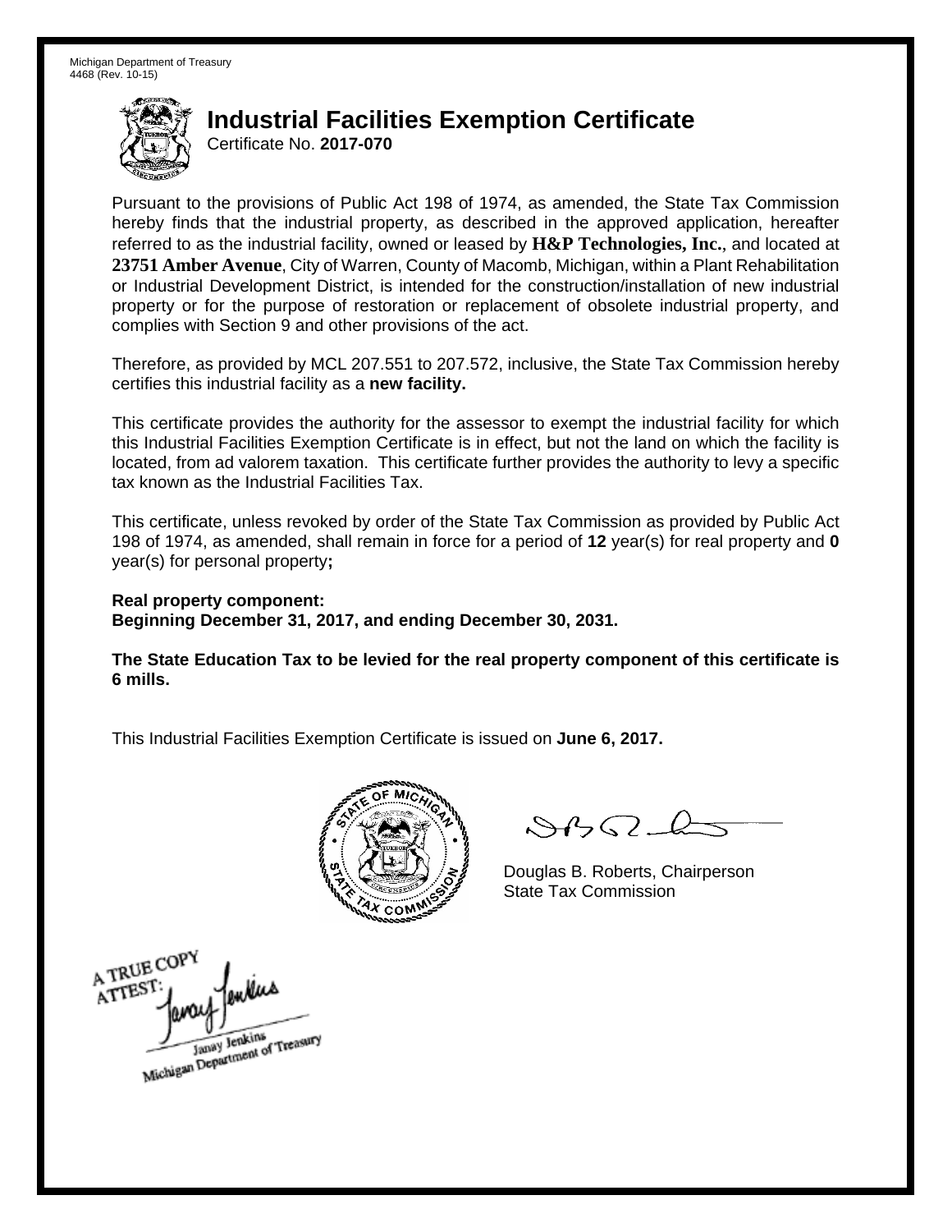Michigan Department of Treasury
4468 (Rev. 10-15)

# Industrial Facilities Exemption Certificate

Certificate No. **2017-070**

Pursuant to the provisions of Public Act 198 of 1974, as amended, the State Tax Commission hereby finds that the industrial property, as described in the approved application, hereafter referred to as the industrial facility, owned or leased by **H&P Technologies, Inc.**, and located at **23751 Amber Avenue**, City of Warren, County of Macomb, Michigan, within a Plant Rehabilitation or Industrial Development District, is intended for the construction/installation of new industrial property or for the purpose of restoration or replacement of obsolete industrial property, and complies with Section 9 and other provisions of the act.

Therefore, as provided by MCL 207.551 to 207.572, inclusive, the State Tax Commission hereby certifies this industrial facility as a **new facility.**

This certificate provides the authority for the assessor to exempt the industrial facility for which this Industrial Facilities Exemption Certificate is in effect, but not the land on which the facility is located, from ad valorem taxation. This certificate further provides the authority to levy a specific tax known as the Industrial Facilities Tax.

This certificate, unless revoked by order of the State Tax Commission as provided by Public Act 198 of 1974, as amended, shall remain in force for a period of **12** year(s) for real property and **0** year(s) for personal property**;**

**Real property component:**
**Beginning December 31, 2017, and ending December 30, 2031.**

**The State Education Tax to be levied for the real property component of this certificate is 6 mills.**

This Industrial Facilities Exemption Certificate is issued on **June 6, 2017.**

Douglas B. Roberts, Chairperson
State Tax Commission

A TRUE COPY
ATTEST:
Janay Jenkins
Michigan Department of Treasury